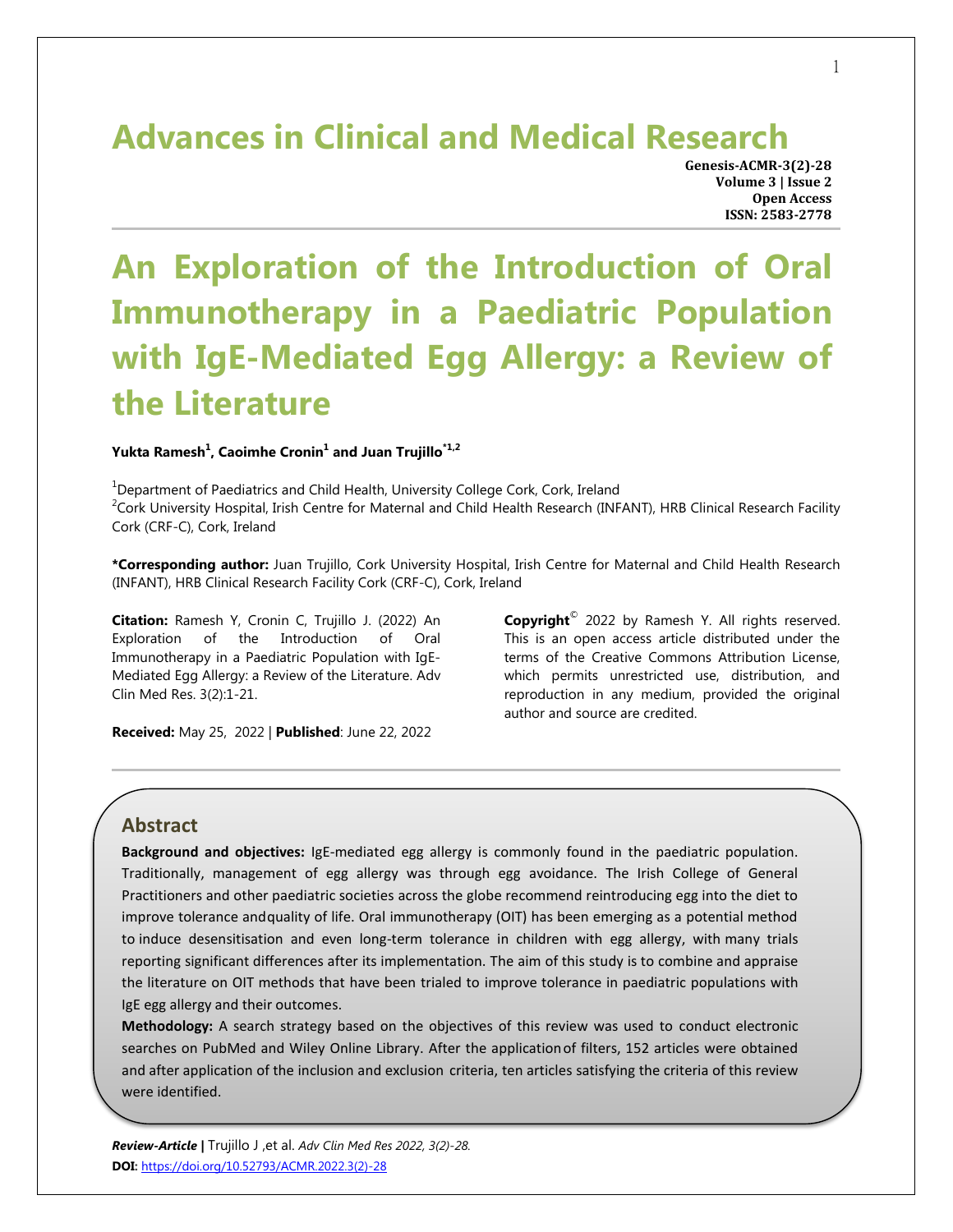# Advances in Clinical and Medical Research

**Genesis-ACMR-3(2)-28**
**Volume 3 | Issue 2**
**Open Access**
**ISSN: 2583-2778**

# An Exploration of the Introduction of Oral Immunotherapy in a Paediatric Population with IgE-Mediated Egg Allergy: a Review of the Literature

**Yukta Ramesh[1], Caoimhe Cronin[1] and Juan Trujillo[*1,2]**

[1]Department of Paediatrics and Child Health, University College Cork, Cork, Ireland
[2]Cork University Hospital, Irish Centre for Maternal and Child Health Research (INFANT), HRB Clinical Research Facility Cork (CRF-C), Cork, Ireland

**\*Corresponding author:** Juan Trujillo, Cork University Hospital, Irish Centre for Maternal and Child Health Research (INFANT), HRB Clinical Research Facility Cork (CRF-C), Cork, Ireland

**Citation:** Ramesh Y, Cronin C, Trujillo J. (2022) An Exploration of the Introduction of Oral Immunotherapy in a Paediatric Population with IgE-Mediated Egg Allergy: a Review of the Literature. Adv Clin Med Res. 3(2):1-21.

**Received:** May 25, 2022 | **Published**: June 22, 2022

**Copyright**© 2022 by Ramesh Y. All rights reserved. This is an open access article distributed under the terms of the Creative Commons Attribution License, which permits unrestricted use, distribution, and reproduction in any medium, provided the original author and source are credited.

## Abstract

**Background and objectives:** IgE-mediated egg allergy is commonly found in the paediatric population. Traditionally, management of egg allergy was through egg avoidance. The Irish College of General Practitioners and other paediatric societies across the globe recommend reintroducing egg into the diet to improve tolerance andquality of life. Oral immunotherapy (OIT) has been emerging as a potential method to induce desensitisation and even long-term tolerance in children with egg allergy, with many trials reporting significant differences after its implementation. The aim of this study is to combine and appraise the literature on OIT methods that have been trialed to improve tolerance in paediatric populations with IgE egg allergy and their outcomes.

**Methodology:** A search strategy based on the objectives of this review was used to conduct electronic searches on PubMed and Wiley Online Library. After the applicationof filters, 152 articles were obtained and after application of the inclusion and exclusion criteria, ten articles satisfying the criteria of this review were identified.

***Review-Article*** | Trujillo J ,et al. *Adv Clin Med Res 2022, 3(2)-28.*
**DOI:** https://doi.org/10.52793/ACMR.2022.3(2)-28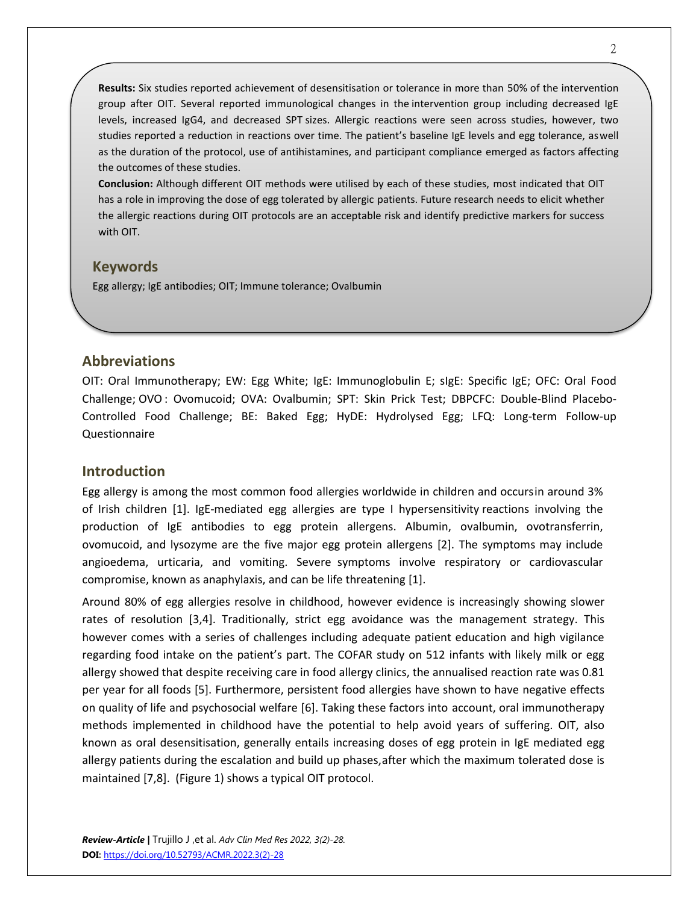**Results:** Six studies reported achievement of desensitisation or tolerance in more than 50% of the intervention group after OIT. Several reported immunological changes in the intervention group including decreased IgE levels, increased IgG4, and decreased SPT sizes. Allergic reactions were seen across studies, however, two studies reported a reduction in reactions over time. The patient's baseline IgE levels and egg tolerance, as well as the duration of the protocol, use of antihistamines, and participant compliance emerged as factors affecting the outcomes of these studies.

**Conclusion:** Although different OIT methods were utilised by each of these studies, most indicated that OIT has a role in improving the dose of egg tolerated by allergic patients. Future research needs to elicit whether the allergic reactions during OIT protocols are an acceptable risk and identify predictive markers for success with OIT.

## Keywords

Egg allergy; IgE antibodies; OIT; Immune tolerance; Ovalbumin

## Abbreviations

OIT: Oral Immunotherapy; EW: Egg White; IgE: Immunoglobulin E; sIgE: Specific IgE; OFC: Oral Food Challenge; OVO : Ovomucoid; OVA: Ovalbumin; SPT: Skin Prick Test; DBPCFC: Double-Blind Placebo-Controlled Food Challenge; BE: Baked Egg; HyDE: Hydrolysed Egg; LFQ: Long-term Follow-up Questionnaire

## Introduction

Egg allergy is among the most common food allergies worldwide in children and occurs in around 3% of Irish children [1]. IgE-mediated egg allergies are type I hypersensitivity reactions involving the production of IgE antibodies to egg protein allergens. Albumin, ovalbumin, ovotransferrin, ovomucoid, and lysozyme are the five major egg protein allergens [2]. The symptoms may include angioedema, urticaria, and vomiting. Severe symptoms involve respiratory or cardiovascular compromise, known as anaphylaxis, and can be life threatening [1].

Around 80% of egg allergies resolve in childhood, however evidence is increasingly showing slower rates of resolution [3,4]. Traditionally, strict egg avoidance was the management strategy. This however comes with a series of challenges including adequate patient education and high vigilance regarding food intake on the patient's part. The COFAR study on 512 infants with likely milk or egg allergy showed that despite receiving care in food allergy clinics, the annualised reaction rate was 0.81 per year for all foods [5]. Furthermore, persistent food allergies have shown to have negative effects on quality of life and psychosocial welfare [6]. Taking these factors into account, oral immunotherapy methods implemented in childhood have the potential to help avoid years of suffering. OIT, also known as oral desensitisation, generally entails increasing doses of egg protein in IgE mediated egg allergy patients during the escalation and build up phases, after which the maximum tolerated dose is maintained [7,8]. (Figure 1) shows a typical OIT protocol.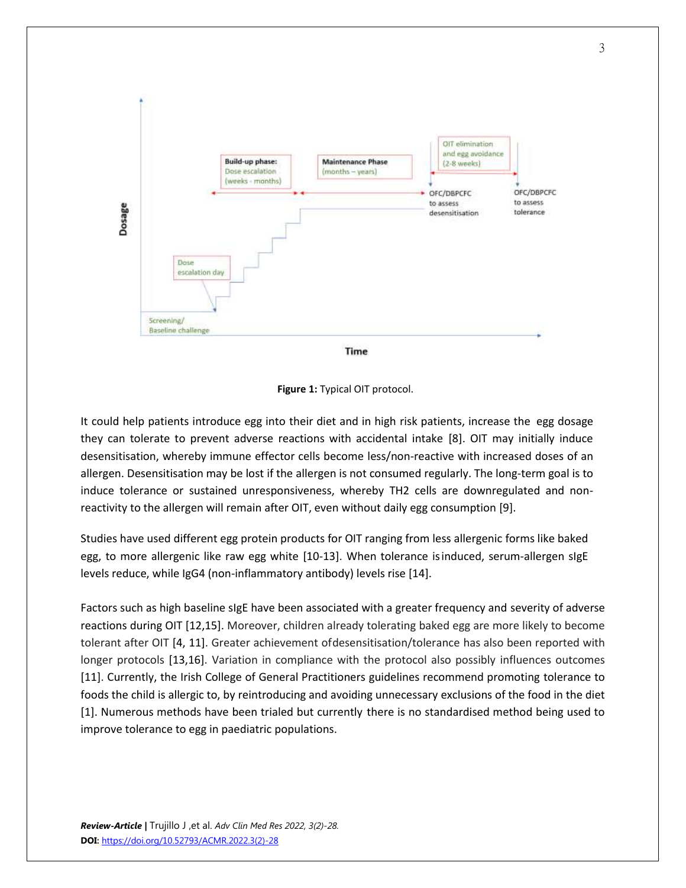**Figure 1:** Typical OIT protocol.

It could help patients introduce egg into their diet and in high risk patients, increase the egg dosage they can tolerate to prevent adverse reactions with accidental intake [8]. OIT may initially induce desensitisation, whereby immune effector cells become less/non-reactive with increased doses of an allergen. Desensitisation may be lost if the allergen is not consumed regularly. The long-term goal is to induce tolerance or sustained unresponsiveness, whereby TH2 cells are downregulated and non-reactivity to the allergen will remain after OIT, even without daily egg consumption [9].

Studies have used different egg protein products for OIT ranging from less allergenic forms like baked egg, to more allergenic like raw egg white [10-13]. When tolerance is induced, serum-allergen sIgE levels reduce, while IgG4 (non-inflammatory antibody) levels rise [14].

Factors such as high baseline sIgE have been associated with a greater frequency and severity of adverse reactions during OIT [12,15]. Moreover, children already tolerating baked egg are more likely to become tolerant after OIT [4, 11]. Greater achievement of desensitisation/tolerance has also been reported with longer protocols [13,16]. Variation in compliance with the protocol also possibly influences outcomes [11]. Currently, the Irish College of General Practitioners guidelines recommend promoting tolerance to foods the child is allergic to, by reintroducing and avoiding unnecessary exclusions of the food in the diet [1]. Numerous methods have been trialed but currently there is no standardised method being used to improve tolerance to egg in paediatric populations.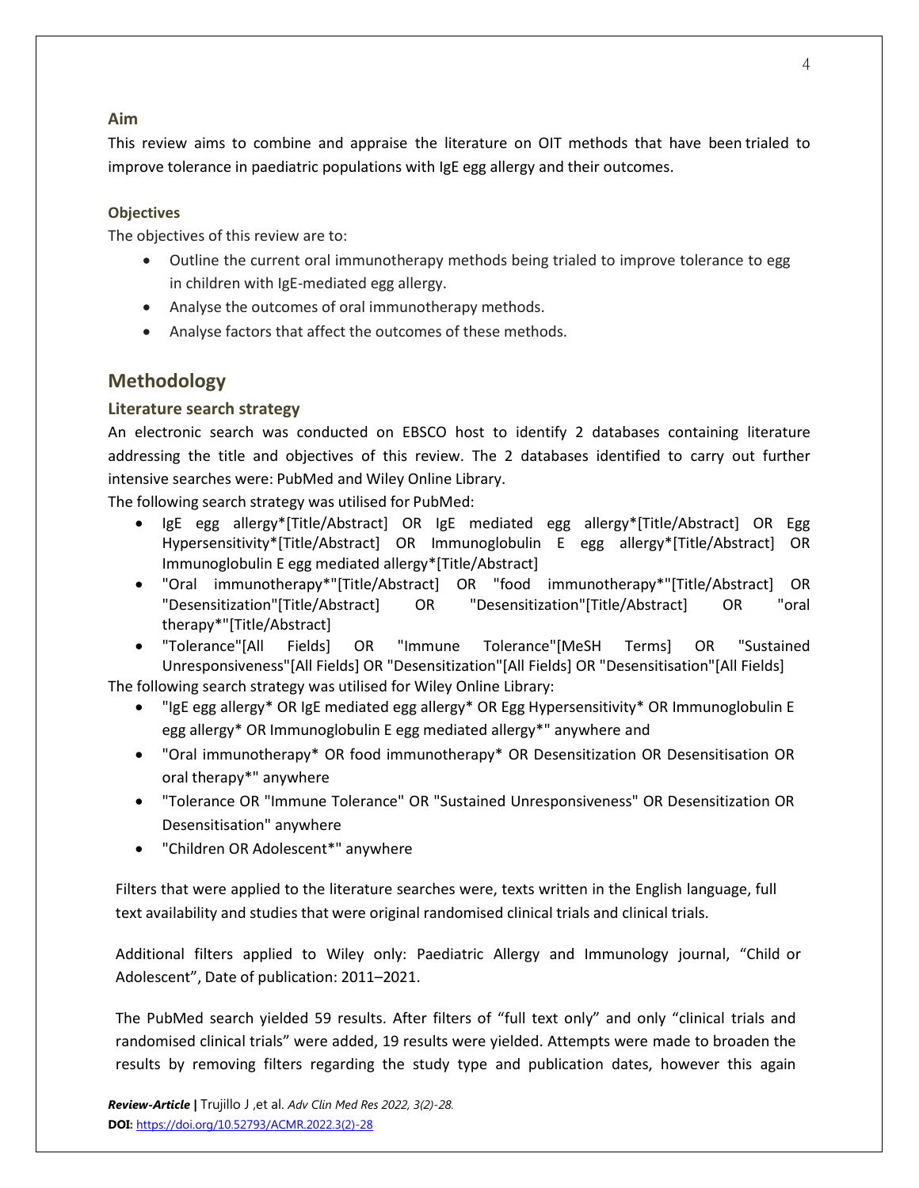### Aim

This review aims to combine and appraise the literature on OIT methods that have been trialed to improve tolerance in paediatric populations with IgE egg allergy and their outcomes.

### Objectives

The objectives of this review are to:

- Outline the current oral immunotherapy methods being trialed to improve tolerance to egg in children with IgE-mediated egg allergy.
- Analyse the outcomes of oral immunotherapy methods.
- Analyse factors that affect the outcomes of these methods.

## Methodology

### Literature search strategy

An electronic search was conducted on EBSCO host to identify 2 databases containing literature addressing the title and objectives of this review. The 2 databases identified to carry out further intensive searches were: PubMed and Wiley Online Library.

The following search strategy was utilised for PubMed:

- IgE egg allergy*[Title/Abstract] OR IgE mediated egg allergy*[Title/Abstract] OR Egg Hypersensitivity*[Title/Abstract] OR Immunoglobulin E egg allergy*[Title/Abstract] OR Immunoglobulin E egg mediated allergy*[Title/Abstract]
- "Oral immunotherapy*"[Title/Abstract] OR "food immunotherapy*"[Title/Abstract] OR "Desensitization"[Title/Abstract] OR "Desensitization"[Title/Abstract] OR "oral therapy*"[Title/Abstract]
- "Tolerance"[All Fields] OR "Immune Tolerance"[MeSH Terms] OR "Sustained Unresponsiveness"[All Fields] OR "Desensitization"[All Fields] OR "Desensitisation"[All Fields]

The following search strategy was utilised for Wiley Online Library:

- "IgE egg allergy* OR IgE mediated egg allergy* OR Egg Hypersensitivity* OR Immunoglobulin E egg allergy* OR Immunoglobulin E egg mediated allergy*" anywhere and
- "Oral immunotherapy* OR food immunotherapy* OR Desensitization OR Desensitisation OR oral therapy*" anywhere
- "Tolerance OR "Immune Tolerance" OR "Sustained Unresponsiveness" OR Desensitization OR Desensitisation" anywhere
- "Children OR Adolescent*" anywhere

Filters that were applied to the literature searches were, texts written in the English language, full text availability and studies that were original randomised clinical trials and clinical trials.

Additional filters applied to Wiley only: Paediatric Allergy and Immunology journal, "Child or Adolescent", Date of publication: 2011–2021.

The PubMed search yielded 59 results. After filters of "full text only" and only "clinical trials and randomised clinical trials" were added, 19 results were yielded. Attempts were made to broaden the results by removing filters regarding the study type and publication dates, however this again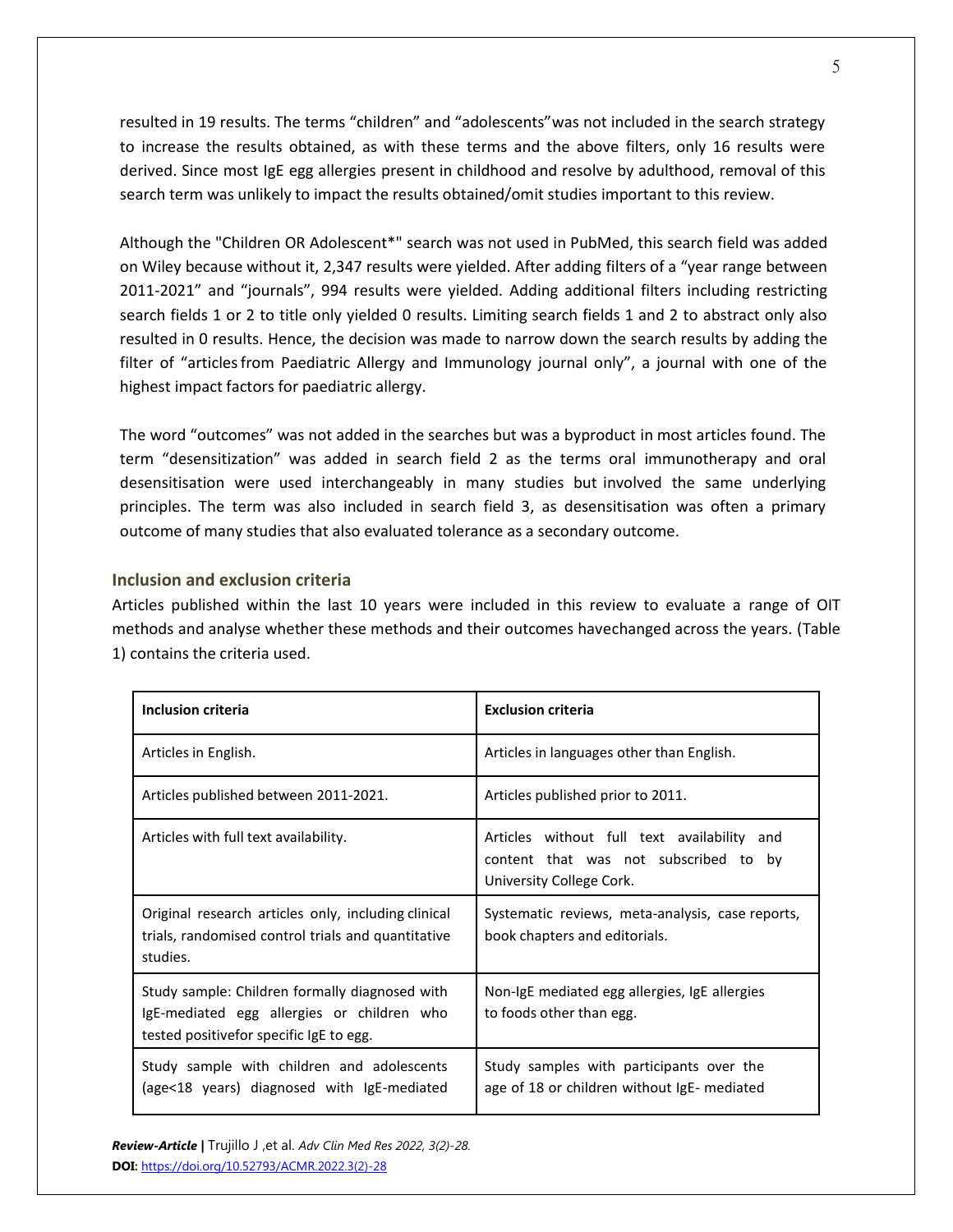resulted in 19 results. The terms "children" and "adolescents"was not included in the search strategy to increase the results obtained, as with these terms and the above filters, only 16 results were derived. Since most IgE egg allergies present in childhood and resolve by adulthood, removal of this search term was unlikely to impact the results obtained/omit studies important to this review.

Although the "Children OR Adolescent*" search was not used in PubMed, this search field was added on Wiley because without it, 2,347 results were yielded. After adding filters of a "year range between 2011-2021" and "journals", 994 results were yielded. Adding additional filters including restricting search fields 1 or 2 to title only yielded 0 results. Limiting search fields 1 and 2 to abstract only also resulted in 0 results. Hence, the decision was made to narrow down the search results by adding the filter of "articles from Paediatric Allergy and Immunology journal only", a journal with one of the highest impact factors for paediatric allergy.

The word "outcomes" was not added in the searches but was a byproduct in most articles found. The term "desensitization" was added in search field 2 as the terms oral immunotherapy and oral desensitisation were used interchangeably in many studies but involved the same underlying principles. The term was also included in search field 3, as desensitisation was often a primary outcome of many studies that also evaluated tolerance as a secondary outcome.

### Inclusion and exclusion criteria

Articles published within the last 10 years were included in this review to evaluate a range of OIT methods and analyse whether these methods and their outcomes havechanged across the years. (Table 1) contains the criteria used.

| Inclusion criteria | Exclusion criteria |
|---|---|
| Articles in English. | Articles in languages other than English. |
| Articles published between 2011-2021. | Articles published prior to 2011. |
| Articles with full text availability. | Articles without full text availability and content that was not subscribed to by University College Cork. |
| Original research articles only, including clinical trials, randomised control trials and quantitative studies. | Systematic reviews, meta-analysis, case reports, book chapters and editorials. |
| Study sample: Children formally diagnosed with IgE-mediated egg allergies or children who tested positivefor specific IgE to egg. | Non-IgE mediated egg allergies, IgE allergies to foods other than egg. |
| Study sample with children and adolescents (age<18 years) diagnosed with IgE-mediated | Study samples with participants over the age of 18 or children without IgE- mediated |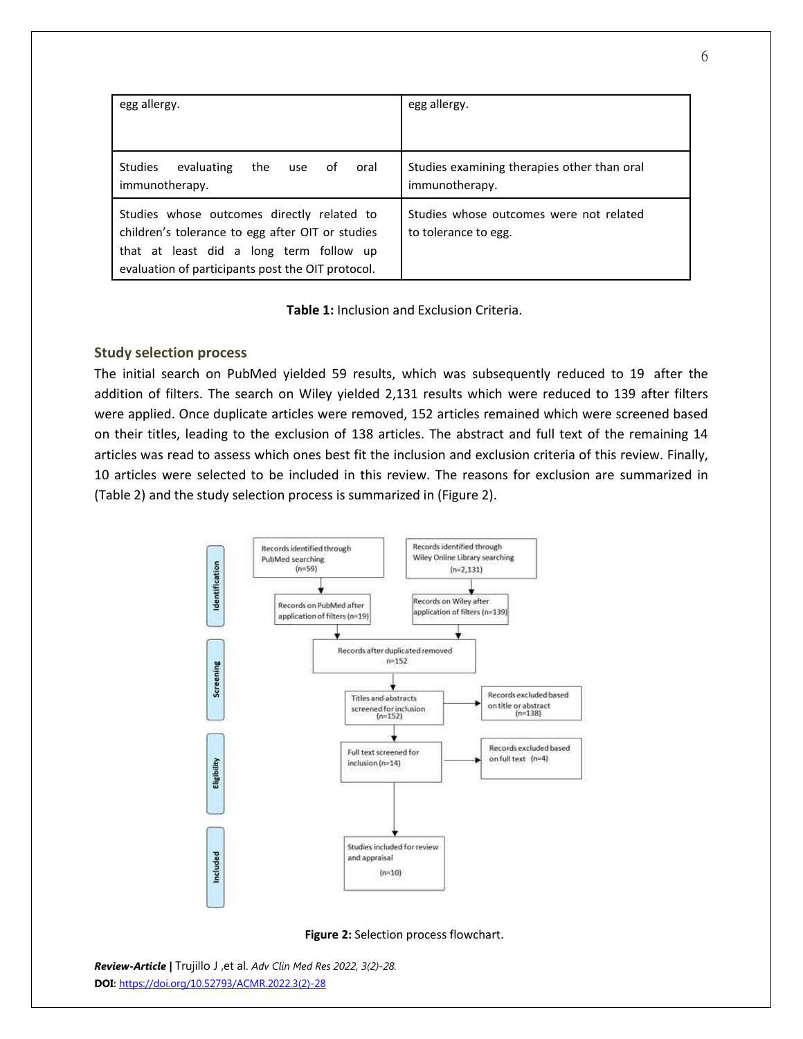| egg allergy. | egg allergy. |
|---|---|
| Studies evaluating the use of oral immunotherapy. | Studies examining therapies other than oral immunotherapy. |
| Studies whose outcomes directly related to children's tolerance to egg after OIT or studies that at least did a long term follow up evaluation of participants post the OIT protocol. | Studies whose outcomes were not related to tolerance to egg. |

**Table 1:** Inclusion and Exclusion Criteria.

### Study selection process

The initial search on PubMed yielded 59 results, which was subsequently reduced to 19 after the addition of filters. The search on Wiley yielded 2,131 results which were reduced to 139 after filters were applied. Once duplicate articles were removed, 152 articles remained which were screened based on their titles, leading to the exclusion of 138 articles. The abstract and full text of the remaining 14 articles was read to assess which ones best fit the inclusion and exclusion criteria of this review. Finally, 10 articles were selected to be included in this review. The reasons for exclusion are summarized in (Table 2) and the study selection process is summarized in (Figure 2).

**Identification**
- Records identified through PubMed searching (n=59) → Records on PubMed after application of filters (n=19)
- Records identified through Wiley Online Library searching (n=2,131) → Records on Wiley after application of filters (n=139)

**Screening**
- Records after duplicated removed n=152
- Titles and abstracts screened for inclusion (n=152) → Records excluded based on title or abstract (n=138)

**Eligibility**
- Full text screened for inclusion (n=14) → Records excluded based on full text (n=4)

**Included**
- Studies included for review and appraisal (n=10)

**Figure 2:** Selection process flowchart.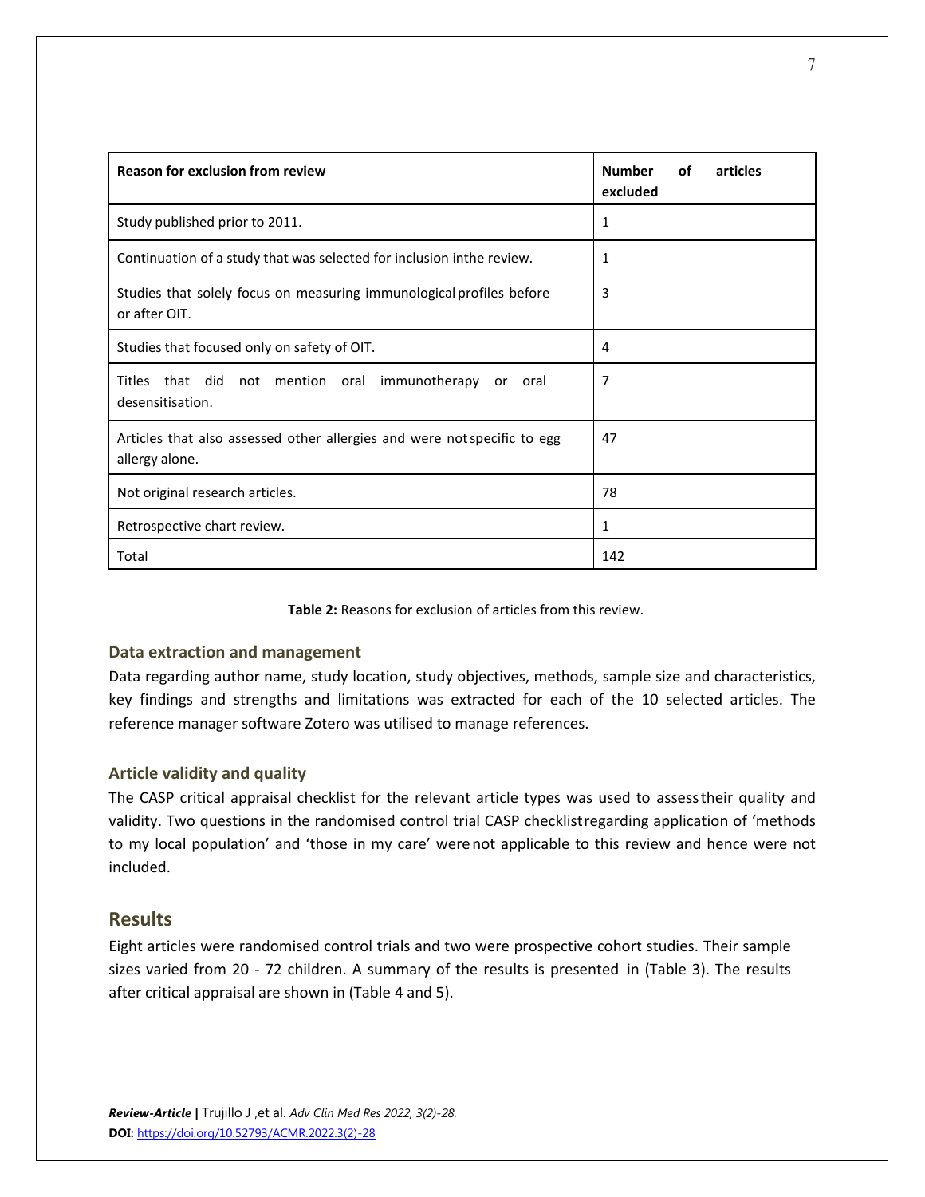| Reason for exclusion from review | Number of articles excluded |
| --- | --- |
| Study published prior to 2011. | 1 |
| Continuation of a study that was selected for inclusion inthe review. | 1 |
| Studies that solely focus on measuring immunological profiles before or after OIT. | 3 |
| Studies that focused only on safety of OIT. | 4 |
| Titles that did not mention oral immunotherapy or oral desensitisation. | 7 |
| Articles that also assessed other allergies and were not specific to egg allergy alone. | 47 |
| Not original research articles. | 78 |
| Retrospective chart review. | 1 |
| Total | 142 |

**Table 2:** Reasons for exclusion of articles from this review.

### Data extraction and management

Data regarding author name, study location, study objectives, methods, sample size and characteristics, key findings and strengths and limitations was extracted for each of the 10 selected articles. The reference manager software Zotero was utilised to manage references.

### Article validity and quality

The CASP critical appraisal checklist for the relevant article types was used to assess their quality and validity. Two questions in the randomised control trial CASP checklist regarding application of 'methods to my local population' and 'those in my care' were not applicable to this review and hence were not included.

## Results

Eight articles were randomised control trials and two were prospective cohort studies. Their sample sizes varied from 20 - 72 children. A summary of the results is presented in (Table 3). The results after critical appraisal are shown in (Table 4 and 5).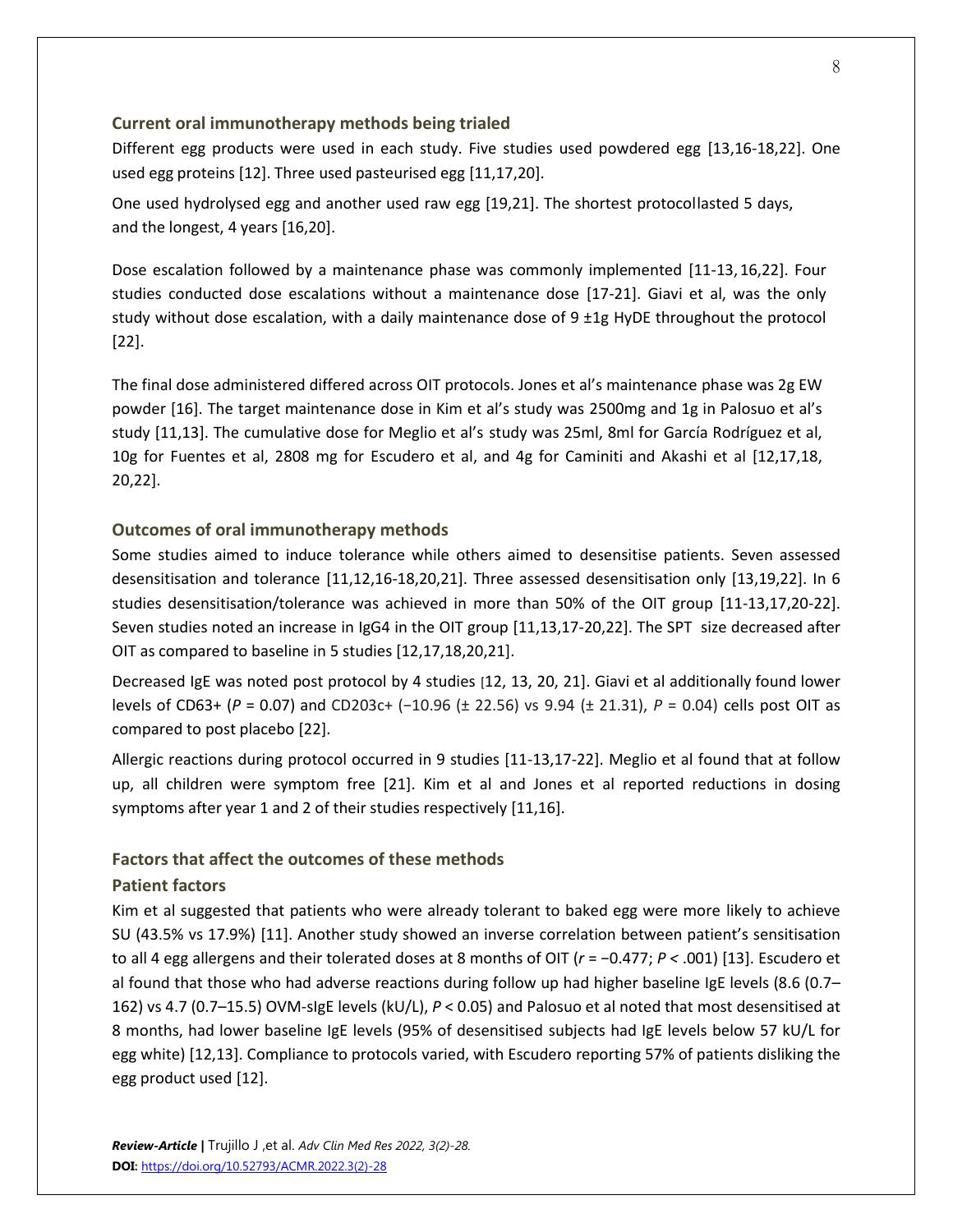### Current oral immunotherapy methods being trialed

Different egg products were used in each study. Five studies used powdered egg [13,16-18,22]. One used egg proteins [12]. Three used pasteurised egg [11,17,20].

One used hydrolysed egg and another used raw egg [19,21]. The shortest protocollasted 5 days, and the longest, 4 years [16,20].

Dose escalation followed by a maintenance phase was commonly implemented [11-13, 16,22]. Four studies conducted dose escalations without a maintenance dose [17-21]. Giavi et al, was the only study without dose escalation, with a daily maintenance dose of 9 ±1g HyDE throughout the protocol [22].

The final dose administered differed across OIT protocols. Jones et al's maintenance phase was 2g EW powder [16]. The target maintenance dose in Kim et al's study was 2500mg and 1g in Palosuo et al's study [11,13]. The cumulative dose for Meglio et al's study was 25ml, 8ml for García Rodríguez et al, 10g for Fuentes et al, 2808 mg for Escudero et al, and 4g for Caminiti and Akashi et al [12,17,18, 20,22].

### Outcomes of oral immunotherapy methods

Some studies aimed to induce tolerance while others aimed to desensitise patients. Seven assessed desensitisation and tolerance [11,12,16-18,20,21]. Three assessed desensitisation only [13,19,22]. In 6 studies desensitisation/tolerance was achieved in more than 50% of the OIT group [11-13,17,20-22]. Seven studies noted an increase in IgG4 in the OIT group [11,13,17-20,22]. The SPT size decreased after OIT as compared to baseline in 5 studies [12,17,18,20,21].

Decreased IgE was noted post protocol by 4 studies [12, 13, 20, 21]. Giavi et al additionally found lower levels of CD63+ ($P$ = 0.07) and CD203c+ (−10.96 (± 22.56) vs 9.94 (± 21.31), $P$ = 0.04) cells post OIT as compared to post placebo [22].

Allergic reactions during protocol occurred in 9 studies [11-13,17-22]. Meglio et al found that at follow up, all children were symptom free [21]. Kim et al and Jones et al reported reductions in dosing symptoms after year 1 and 2 of their studies respectively [11,16].

### Factors that affect the outcomes of these methods

#### Patient factors

Kim et al suggested that patients who were already tolerant to baked egg were more likely to achieve SU (43.5% vs 17.9%) [11]. Another study showed an inverse correlation between patient's sensitisation to all 4 egg allergens and their tolerated doses at 8 months of OIT ($r$ = −0.477; $P$ < .001) [13]. Escudero et al found that those who had adverse reactions during follow up had higher baseline IgE levels (8.6 (0.7–162) vs 4.7 (0.7–15.5) OVM-sIgE levels (kU/L), $P$ < 0.05) and Palosuo et al noted that most desensitised at 8 months, had lower baseline IgE levels (95% of desensitised subjects had IgE levels below 57 kU/L for egg white) [12,13]. Compliance to protocols varied, with Escudero reporting 57% of patients disliking the egg product used [12].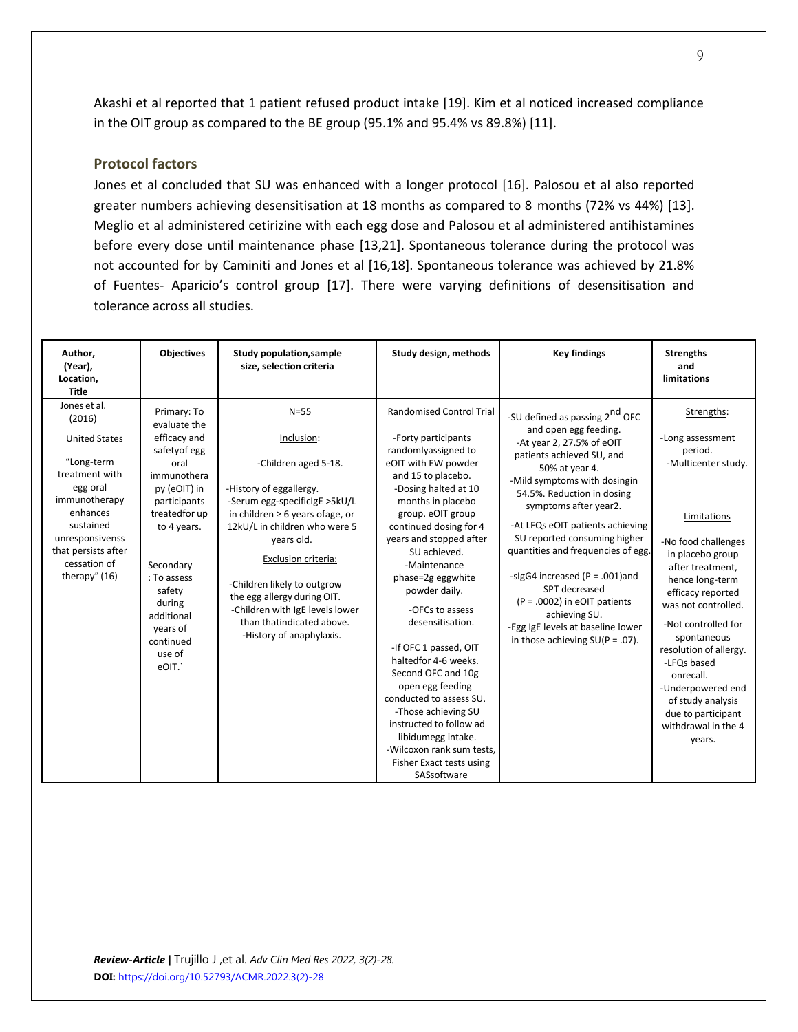Akashi et al reported that 1 patient refused product intake [19]. Kim et al noticed increased compliance in the OIT group as compared to the BE group (95.1% and 95.4% vs 89.8%) [11].

## Protocol factors

Jones et al concluded that SU was enhanced with a longer protocol [16]. Palosou et al also reported greater numbers achieving desensitisation at 18 months as compared to 8 months (72% vs 44%) [13]. Meglio et al administered cetirizine with each egg dose and Palosou et al administered antihistamines before every dose until maintenance phase [13,21]. Spontaneous tolerance during the protocol was not accounted for by Caminiti and Jones et al [16,18]. Spontaneous tolerance was achieved by 21.8% of Fuentes- Aparicio's control group [17]. There were varying definitions of desensitisation and tolerance across all studies.

| Author, (Year), Location, Title | Objectives | Study population,sample size, selection criteria | Study design, methods | Key findings | Strengths and limitations |
|---|---|---|---|---|---|
| Jones et al. (2016)<br><br>United States<br><br>"Long-term treatment with egg oral immunotherapy enhances sustained unresponsivenss that persists after cessation of therapy" (16) | Primary: To evaluate the efficacy and safetyof egg oral immunotherapy (eOIT) in participants treatedfor up to 4 years.<br><br>Secondary: To assess safety during additional years of continued use of eOIT.` | N=55<br><br>Inclusion:<br><br>-Children aged 5-18.<br><br>-History of eggallergy.<br>-Serum egg-specificIgE >5kU/L in children ≥ 6 years ofage, or 12kU/L in children who were 5 years old.<br><br>Exclusion criteria:<br><br>-Children likely to outgrow the egg allergy during OIT.<br>-Children with IgE levels lower than thatindicated above.<br>-History of anaphylaxis. | Randomised Control Trial<br><br>-Forty participants randomlyassigned to eOIT with EW powder and 15 to placebo.<br>-Dosing halted at 10 months in placebo group. eOIT group continued dosing for 4 years and stopped after SU achieved.<br>-Maintenance phase=2g eggwhite powder daily.<br><br>-OFCs to assess desensitisation.<br><br>-If OFC 1 passed, OIT haltedfor 4-6 weeks. Second OFC and 10g open egg feeding conducted to assess SU.<br>-Those achieving SU instructed to follow ad libidumegg intake.<br>-Wilcoxon rank sum tests, Fisher Exact tests using SASsoftware | -SU defined as passing 2nd OFC and open egg feeding.<br>-At year 2, 27.5% of eOIT patients achieved SU, and 50% at year 4.<br>-Mild symptoms with dosingin 54.5%. Reduction in dosing symptoms after year2.<br><br>-At LFQs eOIT patients achieving SU reported consuming higher quantities and frequencies of egg.<br><br>-sIgG4 increased ($P = .001$)and SPT decreased ($P = .0002$) in eOIT patients achieving SU.<br>-Egg IgE levels at baseline lower in those achieving SU($P = .07$). | Strengths:<br><br>-Long assessment period.<br>-Multicenter study.<br><br>Limitations<br><br>-No food challenges in placebo group after treatment, hence long-term efficacy reported was not controlled.<br><br>-Not controlled for spontaneous resolution of allergy.<br>-LFQs based onrecall.<br>-Underpowered end of study analysis due to participant withdrawal in the 4 years. |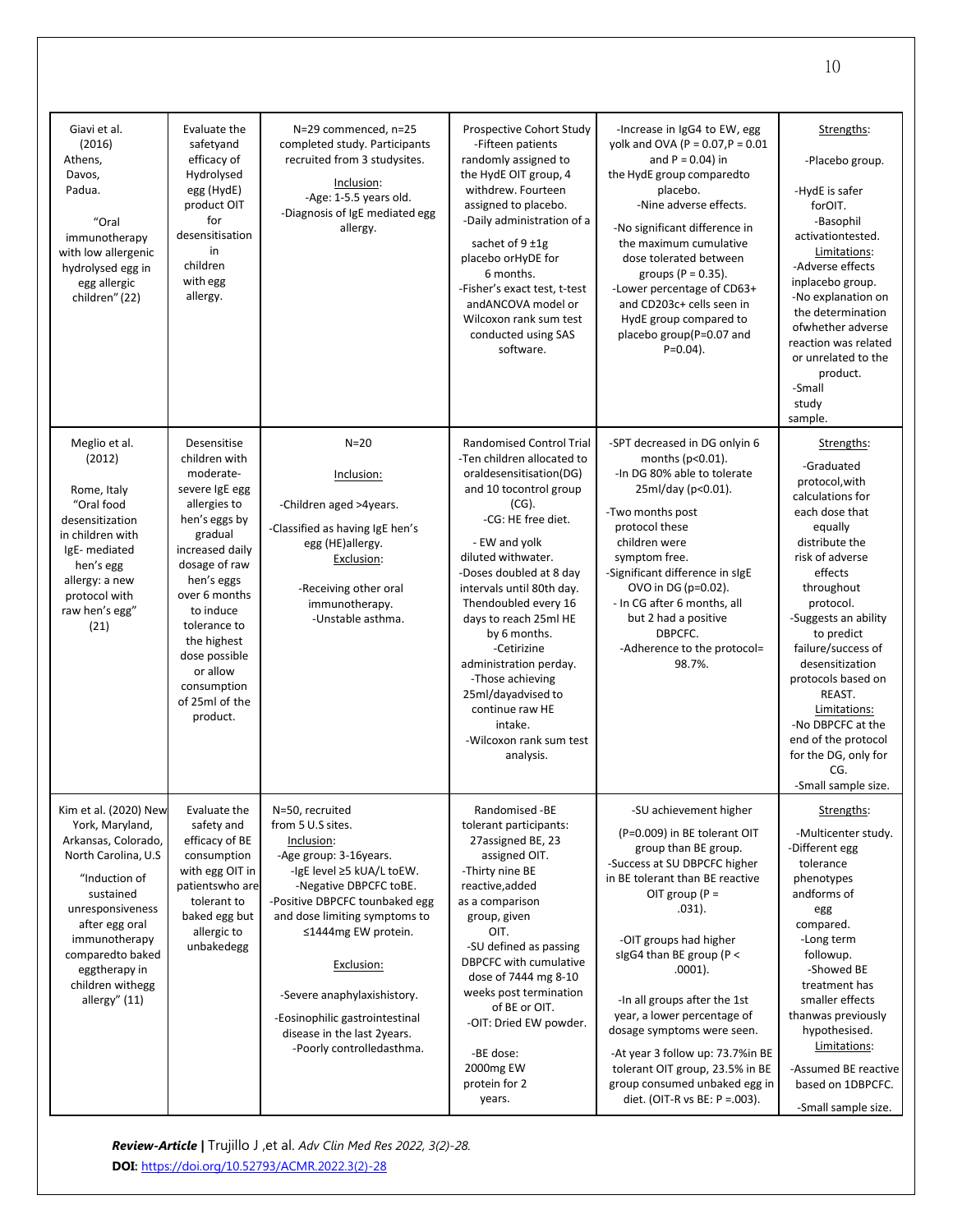| | | | | | |
|---|---|---|---|---|---|
| Giavi et al. (2016)<br>Athens, Davos, Padua.<br><br>"Oral immunotherapy with low allergenic hydrolysed egg in egg allergic children" (22) | Evaluate the safetyand efficacy of Hydrolysed egg (HydE) product OIT for desensitisation in children with egg allergy. | N=29 commenced, n=25 completed study. Participants recruited from 3 studysites.<br><br>Inclusion:<br>-Age: 1-5.5 years old.<br>-Diagnosis of IgE mediated egg allergy. | Prospective Cohort Study<br>-Fifteen patients randomly assigned to the HydE OIT group, 4 withdrew. Fourteen assigned to placebo.<br>-Daily administration of a sachet of 9 ±1g placebo orHyDE for 6 months.<br>-Fisher's exact test, t-test andANCOVA model or Wilcoxon rank sum test conducted using SAS software. | -Increase in IgG4 to EW, egg yolk and OVA (P = 0.07,P = 0.01 and P = 0.04) in the HydE group comparedto placebo.<br>-Nine adverse effects.<br>-No significant difference in the maximum cumulative dose tolerated between groups (P = 0.35).<br>-Lower percentage of CD63+ and CD203c+ cells seen in HydE group compared to placebo group(P=0.07 and P=0.04). | Strengths:<br>-Placebo group.<br>-HydE is safer forOIT.<br>-Basophil activationtested.<br>Limitations:<br>-Adverse effects inplacebo group.<br>-No explanation on the determination ofwhether adverse reaction was related or unrelated to the product.<br>-Small study sample. |
| Meglio et al. (2012)<br><br>Rome, Italy "Oral food desensitization in children with IgE- mediated hen's egg allergy: a new protocol with raw hen's egg" (21) | Desensitise children with moderate-severe IgE egg allergies to hen's eggs by gradual increased daily dosage of raw hen's eggs over 6 months to induce tolerance to the highest dose possible or allow consumption of 25ml of the product. | N=20<br><br>Inclusion:<br>-Children aged >4years.<br>-Classified as having IgE hen's egg (HE)allergy.<br>Exclusion:<br>-Receiving other oral immunotherapy.<br>-Unstable asthma. | Randomised Control Trial<br>-Ten children allocated to oraldesensitisation(DG) and 10 tocontrol group (CG).<br>-CG: HE free diet.<br>- EW and yolk diluted withwater.<br>-Doses doubled at 8 day intervals until 80th day. Thendoubled every 16 days to reach 25ml HE by 6 months.<br>-Cetirizine administration perday.<br>-Those achieving 25ml/dayadvised to continue raw HE intake.<br>-Wilcoxon rank sum test analysis. | -SPT decreased in DG onlyin 6 months (p<0.01).<br>-In DG 80% able to tolerate 25ml/day (p<0.01).<br>-Two months post protocol these children were symptom free.<br>-Significant difference in sIgE OVO in DG (p=0.02).<br>- In CG after 6 months, all but 2 had a positive DBPCFC.<br>-Adherence to the protocol= 98.7%. | Strengths:<br>-Graduated protocol,with calculations for each dose that equally distribute the risk of adverse effects throughout protocol.<br>-Suggests an ability to predict failure/success of desensitization protocols based on REAST.<br>Limitations:<br>-No DBPCFC at the end of the protocol for the DG, only for CG.<br>-Small sample size. |
| Kim et al. (2020) New York, Maryland, Arkansas, Colorado, North Carolina, U.S<br><br>"Induction of sustained unresponsiveness after egg oral immunotherapy comparedto baked eggtherapy in children withegg allergy" (11) | Evaluate the safety and efficacy of BE consumption with egg OIT in patientswho are tolerant to baked egg but allergic to unbakedegg | N=50, recruited from 5 U.S sites.<br>Inclusion:<br>-Age group: 3-16years.<br>-IgE level ≥5 kUA/L toEW.<br>-Negative DBPCFC toBE.<br>-Positive DBPCFC tounbaked egg and dose limiting symptoms to ≤1444mg EW protein.<br><br>Exclusion:<br>-Severe anaphylaxishistory.<br>-Eosinophilic gastrointestinal disease in the last 2years.<br>-Poorly controlledasthma. | Randomised -BE tolerant participants: 27assigned BE, 23 assigned OIT.<br>-Thirty nine BE reactive,added as a comparison group, given OIT.<br>-SU defined as passing DBPCFC with cumulative dose of 7444 mg 8-10 weeks post termination of BE or OIT.<br>-OIT: Dried EW powder.<br><br>-BE dose: 2000mg EW protein for 2 years. | -SU achievement higher (P=0.009) in BE tolerant OIT group than BE group.<br>-Success at SU DBPCFC higher in BE tolerant than BE reactive OIT group (P = .031).<br><br>-OIT groups had higher sIgG4 than BE group (P < .0001).<br><br>-In all groups after the 1st year, a lower percentage of dosage symptoms were seen.<br>-At year 3 follow up: 73.7%in BE tolerant OIT group, 23.5% in BE group consumed unbaked egg in diet. (OIT-R vs BE: P =.003). | Strengths:<br>-Multicenter study.<br>-Different egg tolerance phenotypes andforms of egg compared.<br>-Long term followup.<br>-Showed BE treatment has smaller effects thanwas previously hypothesised.<br>Limitations:<br>-Assumed BE reactive based on 1DBPCFC.<br>-Small sample size. |

**Review-Article |** Trujillo J ,et al. *Adv Clin Med Res 2022, 3(2)-28.*
**DOI:** https://doi.org/10.52793/ACMR.2022.3(2)-28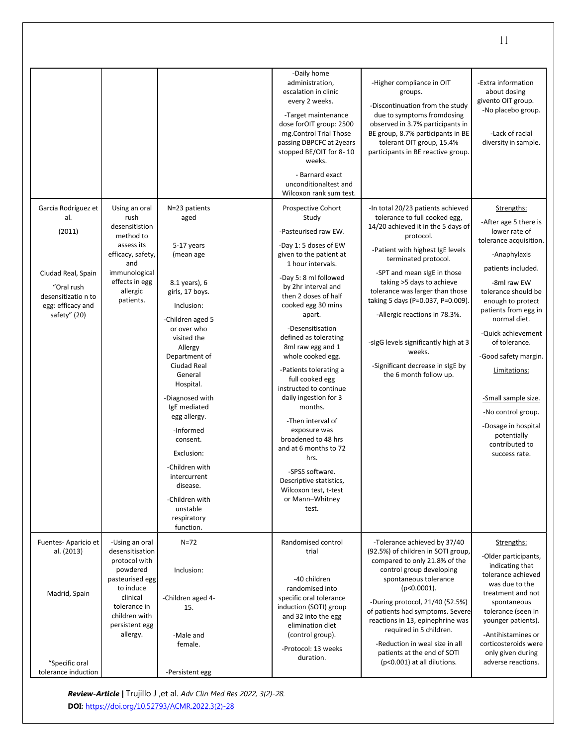| | | | | | |
|---|---|---|---|---|---|
| | | | -Daily home administration, escalation in clinic every 2 weeks.<br>-Target maintenance dose forOIT group: 2500 mg.Control Trial Those passing DBPCFC at 2years stopped BE/OIT for 8- 10 weeks.<br>- Barnard exact unconditionaltest and Wilcoxon rank sum test. | -Higher compliance in OIT groups.<br>-Discontinuation from the study due to symptoms fromdosing observed in 3.7% participants in BE group, 8.7% participants in BE tolerant OIT group, 15.4% participants in BE reactive group. | -Extra information about dosing givento OIT group.<br>-No placebo group.<br>-Lack of racial diversity in sample. |
| García Rodríguez et al.<br>(2011)<br>Ciudad Real, Spain<br>"Oral rush desensitizatio n to egg: efficacy and safety" (20) | Using an oral rush desensitistion method to assess its efficacy, safety, and immunological effects in egg allergic patients. | N=23 patients aged<br>5-17 years (mean age<br>8.1 years), 6 girls, 17 boys.<br>Inclusion:<br>-Children aged 5 or over who visited the Allergy Department of Ciudad Real General Hospital.<br>-Diagnosed with IgE mediated egg allergy.<br>-Informed consent.<br>Exclusion:<br>-Children with intercurrent disease.<br>-Children with unstable respiratory function. | Prospective Cohort Study<br>-Pasteurised raw EW.<br>-Day 1: 5 doses of EW given to the patient at 1 hour intervals.<br>-Day 5: 8 ml followed by 2hr interval and then 2 doses of half cooked egg 30 mins apart.<br>-Desensitisation defined as tolerating 8ml raw egg and 1 whole cooked egg.<br>-Patients tolerating a full cooked egg instructed to continue daily ingestion for 3 months.<br>-Then interval of exposure was broadened to 48 hrs and at 6 months to 72 hrs.<br>-SPSS software. Descriptive statistics, Wilcoxon test, t-test or Mann–Whitney test. | -In total 20/23 patients achieved tolerance to full cooked egg, 14/20 achieved it in the 5 days of protocol.<br>-Patient with highest IgE levels terminated protocol.<br>-SPT and mean sIgE in those taking >5 days to achieve tolerance was larger than those taking 5 days (P=0.037, P=0.009).<br>-Allergic reactions in 78.3%.<br>-sIgG levels significantly high at 3 weeks.<br>-Significant decrease in sIgE by the 6 month follow up. | Strengths:<br>-After age 5 there is lower rate of tolerance acquisition.<br>-Anaphylaxis patients included.<br>-8ml raw EW tolerance should be enough to protect patients from egg in normal diet.<br>-Quick achievement of tolerance.<br>-Good safety margin.<br>Limitations:<br>-Small sample size.<br>-No control group.<br>-Dosage in hospital potentially contributed to success rate. |
| Fuentes- Aparicio et al. (2013)<br>Madrid, Spain<br>"Specific oral tolerance induction | -Using an oral desensitisation protocol with powdered pasteurised egg to induce clinical tolerance in children with persistent egg allergy. | N=72<br>Inclusion:<br>-Children aged 4- 15.<br>-Male and female.<br>-Persistent egg | Randomised control trial<br>-40 children randomised into specific oral tolerance induction (SOTI) group and 32 into the egg elimination diet (control group).<br>-Protocol: 13 weeks duration. | -Tolerance achieved by 37/40 (92.5%) of children in SOTI group, compared to only 21.8% of the control group developing spontaneous tolerance (p<0.0001).<br>-During protocol, 21/40 (52.5%) of patients had symptoms. Severe reactions in 13, epinephrine was required in 5 children.<br>-Reduction in weal size in all patients at the end of SOTI (p<0.001) at all dilutions. | Strengths:<br>-Older participants, indicating that tolerance achieved was due to the treatment and not spontaneous tolerance (seen in younger patients).<br>-Antihistamines or corticosteroids were only given during adverse reactions. |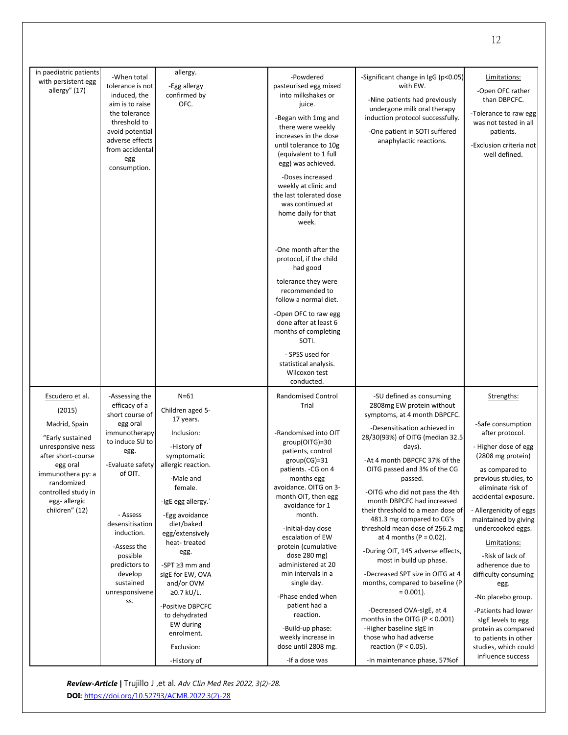| | | | | | |
|---|---|---|---|---|---|
| in paediatric patients with persistent egg allergy" (17) | -When total tolerance is not induced, the aim is to raise the tolerance threshold to avoid potential adverse effects from accidental egg consumption. | allergy.<br>-Egg allergy confirmed by OFC. | -Powdered pasteurised egg mixed into milkshakes or juice.<br>-Began with 1mg and there were weekly increases in the dose until tolerance to 10g (equivalent to 1 full egg) was achieved.<br>-Doses increased weekly at clinic and the last tolerated dose was continued at home daily for that week.<br>-One month after the protocol, if the child had good tolerance they were recommended to follow a normal diet.<br>-Open OFC to raw egg done after at least 6 months of completing SOTI.<br>- SPSS used for statistical analysis. Wilcoxon test conducted. | -Significant change in IgG ($p<0.05$) with EW.<br>-Nine patients had previously undergone milk oral therapy induction protocol successfully.<br>-One patient in SOTI suffered anaphylactic reactions. | Limitations:<br>-Open OFC rather than DBPCFC.<br>-Tolerance to raw egg was not tested in all patients.<br>-Exclusion criteria not well defined. |
| Escudero et al. (2015)<br>Madrid, Spain<br>"Early sustained unresponsive ness after short-course egg oral immunothera py: a randomized controlled study in egg- allergic children" (12) | -Assessing the efficacy of a short course of egg oral immunotherapy to induce SU to egg.<br>-Evaluate safety of OIT.<br>- Assess desensitisation induction.<br>-Assess the possible predictors to develop sustained unresponsivene ss. | N=61<br>Children aged 5-17 years.<br>Inclusion:<br>-History of symptomatic allergic reaction.<br>-Male and female.<br>-IgE egg allergy.`<br>-Egg avoidance diet/baked egg/extensively heat- treated egg.<br>-SPT ≥3 mm and sIgE for EW, OVA and/or OVM ≥0.7 kU/L.<br>-Positive DBPCFC to dehydrated EW during enrolment.<br>Exclusion:<br>-History of | Randomised Control Trial<br>-Randomised into OIT group(OITG)=30 patients, control group(CG)=31 patients. -CG on 4 months egg avoidance. OITG on 3-month OIT, then egg avoidance for 1 month.<br>-Initial-day dose escalation of EW protein (cumulative dose 280 mg) administered at 20 min intervals in a single day.<br>-Phase ended when patient had a reaction.<br>-Build-up phase: weekly increase in dose until 2808 mg.<br>-If a dose was | -SU defined as consuming 2808mg EW protein without symptoms, at 4 month DBPCFC.<br>-Desensitisation achieved in 28/30(93%) of OITG (median 32.5 days).<br>-At 4 month DBPCFC 37% of the OITG passed and 3% of the CG passed.<br>-OITG who did not pass the 4th month DBPCFC had increased their threshold to a mean dose of 481.3 mg compared to CG's threshold mean dose of 256.2 mg at 4 months ($P = 0.02$).<br>-During OIT, 145 adverse effects, most in build up phase.<br>-Decreased SPT size in OITG at 4 months, compared to baseline ($P = 0.001$).<br>-Decreased OVA-sIgE, at 4 months in the OITG ($P < 0.001$)<br>-Higher baseline sIgE in those who had adverse reaction ($P < 0.05$).<br>-In maintenance phase, 57%of | Strengths:<br>-Safe consumption after protocol.<br>- Higher dose of egg (2808 mg protein) as compared to previous studies, to eliminate risk of accidental exposure.<br>- Allergenicity of eggs maintained by giving undercooked eggs.<br>Limitations:<br>-Risk of lack of adherence due to difficulty consuming egg.<br>-No placebo group.<br>-Patients had lower sIgE levels to egg protein as compared to patients in other studies, which could influence success |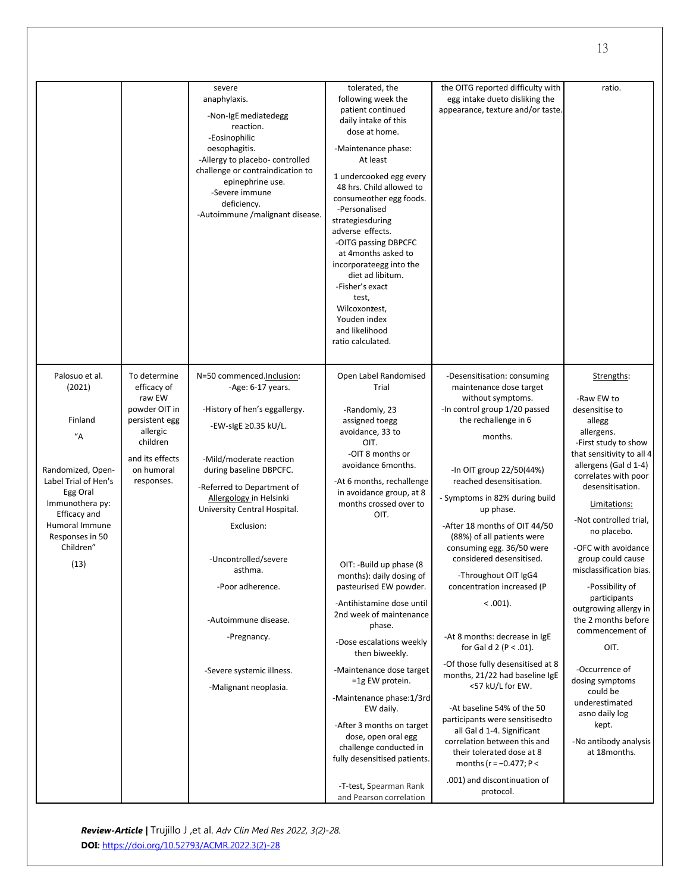| | | | | | |
|---|---|---|---|---|---|
| | | severe anaphylaxis.<br>-Non-IgE mediatedegg reaction.<br>-Eosinophilic oesophagitis.<br>-Allergy to placebo- controlled challenge or contraindication to epinephrine use.<br>-Severe immune deficiency.<br>-Autoimmune /malignant disease. | tolerated, the following week the patient continued daily intake of this dose at home.<br>-Maintenance phase: At least 1 undercooked egg every 48 hrs. Child allowed to consumeother egg foods.<br>-Personalised strategiesduring adverse effects.<br>-OITG passing DBPCFC at 4months asked to incorporateegg into the diet ad libitum.<br>-Fisher's exact test, Wilcoxontest, Youden index and likelihood ratio calculated. | the OITG reported difficulty with egg intake dueto disliking the appearance, texture and/or taste. | ratio. |
| Palosuo et al. (2021)<br><br>Finland<br><br>"A Randomized, Open-Label Trial of Hen's Egg Oral Immunothera py: Efficacy and Humoral Immune Responses in 50 Children"<br><br>(13) | To determine efficacy of raw EW powder OIT in persistent egg allergic children and its effects on humoral responses. | N=50 commenced.Inclusion:<br>-Age: 6-17 years.<br>-History of hen's eggallergy.<br>-EW-sIgE ≥0.35 kU/L.<br>-Mild/moderate reaction during baseline DBPCFC.<br>-Referred to Department of Allergology in Helsinki University Central Hospital.<br>Exclusion:<br>-Uncontrolled/severe asthma.<br>-Poor adherence.<br>-Autoimmune disease.<br>-Pregnancy.<br>-Severe systemic illness.<br>-Malignant neoplasia. | Open Label Randomised Trial<br>-Randomly, 23 assigned toegg avoidance, 33 to OIT.<br>-OIT 8 months or avoidance 6months.<br>-At 6 months, rechallenge in avoidance group, at 8 months crossed over to OIT.<br>OIT: -Build up phase (8 months): daily dosing of pasteurised EW powder.<br>-Antihistamine dose until 2nd week of maintenance phase.<br>-Dose escalations weekly then biweekly.<br>-Maintenance dose target =1g EW protein.<br>-Maintenance phase:1/3rd EW daily.<br>-After 3 months on target dose, open oral egg challenge conducted in fully desensitised patients.<br>-T-test, Spearman Rank and Pearson correlation | -Desensitisation: consuming maintenance dose target without symptoms.<br>-In control group 1/20 passed the rechallenge in 6 months.<br>-In OIT group 22/50(44%) reached desensitisation.<br>- Symptoms in 82% during build up phase.<br>-After 18 months of OIT 44/50 (88%) of all patients were consuming egg. 36/50 were considered desensitised.<br>-Throughout OIT IgG4 concentration increased ($P < .001$).<br>-At 8 months: decrease in IgE for Gal d 2 ($P < .01$).<br>-Of those fully desensitised at 8 months, 21/22 had baseline IgE <57 kU/L for EW.<br>-At baseline 54% of the 50 participants were sensitisedto all Gal d 1-4. Significant correlation between this and their tolerated dose at 8 months ($r = -0.477$; $P < .001$) and discontinuation of protocol. | Strengths:<br>-Raw EW to desensitise to allegg allergens.<br>-First study to show that sensitivity to all 4 allergens (Gal d 1-4) correlates with poor desensitisation.<br>Limitations:<br>-Not controlled trial, no placebo.<br>-OFC with avoidance group could cause misclassification bias.<br>-Possibility of participants outgrowing allergy in the 2 months before commencement of OIT.<br>-Occurrence of dosing symptoms could be underestimated asno daily log kept.<br>-No antibody analysis at 18months. |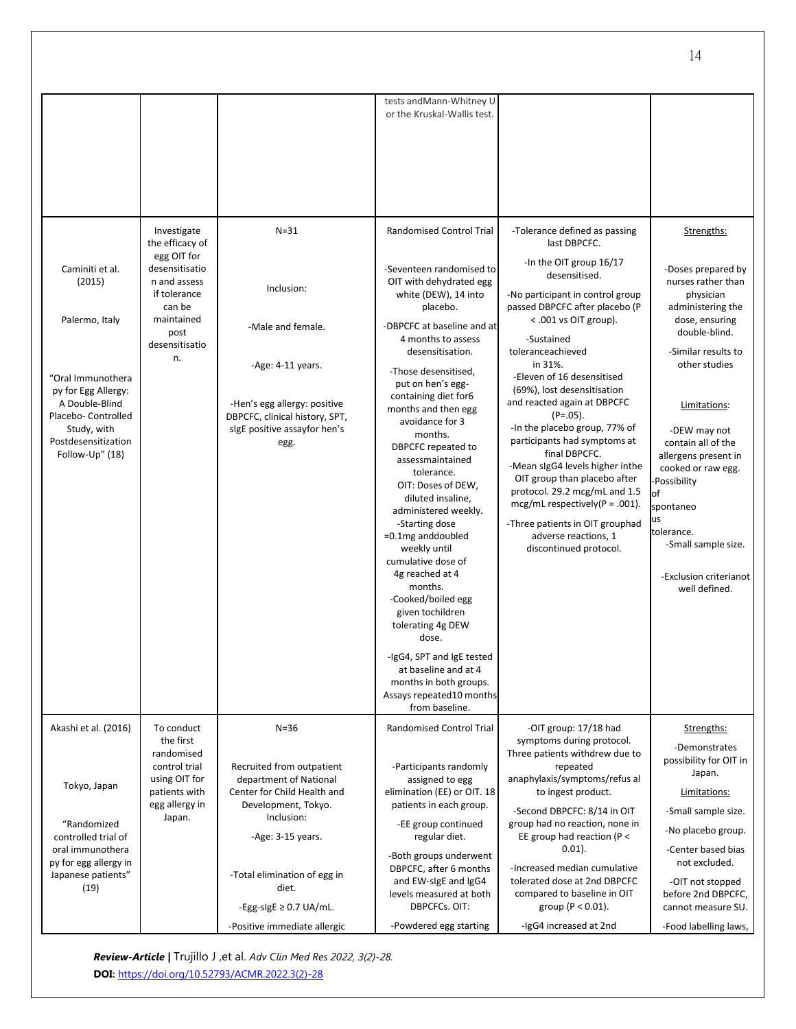| | | | | | |
|---|---|---|---|---|---|
| | | | tests andMann-Whitney U or the Kruskal-Wallis test. | | |
| Caminiti et al. (2015)<br><br>Palermo, Italy<br><br>"Oral Immunotherapy for Egg Allergy: A Double-Blind Placebo- Controlled Study, with Postdesensitization Follow-Up" (18) | Investigate the efficacy of egg OIT for desensitisation and assess if tolerance can be maintained post desensitisation. | N=31<br><br>Inclusion:<br><br>-Male and female.<br><br>-Age: 4-11 years.<br><br>-Hen's egg allergy: positive DBPCFC, clinical history, SPT, sIgE positive assayfor hen's egg. | Randomised Control Trial<br><br>-Seventeen randomised to OIT with dehydrated egg white (DEW), 14 into placebo.<br>-DBPCFC at baseline and at 4 months to assess desensitisation.<br>-Those desensitised, put on hen's egg-containing diet for6 months and then egg avoidance for 3 months. DBPCFC repeated to assessmaintained tolerance.<br>OIT: Doses of DEW, diluted insaline, administered weekly.<br>-Starting dose =0.1mg anddoubled weekly until cumulative dose of 4g reached at 4 months.<br>-Cooked/boiled egg given tochildren tolerating 4g DEW dose.<br>-IgG4, SPT and IgE tested at baseline and at 4 months in both groups. Assays repeated10 months from baseline. | -Tolerance defined as passing last DBPCFC.<br>-In the OIT group 16/17 desensitised.<br>-No participant in control group passed DBPCFC after placebo (P < .001 vs OIT group).<br>-Sustained toleranceachieved in 31%.<br>-Eleven of 16 desensitised (69%), lost desensitisation and reacted again at DBPCFC (P=.05).<br>-In the placebo group, 77% of participants had symptoms at final DBPCFC.<br>-Mean sIgG4 levels higher inthe OIT group than placebo after protocol. 29.2 mcg/mL and 1.5 mcg/mL respectively(P = .001).<br>-Three patients in OIT grouphad adverse reactions, 1 discontinued protocol. | Strengths:<br><br>-Doses prepared by nurses rather than physician administering the dose, ensuring double-blind.<br>-Similar results to other studies<br><br>Limitations:<br><br>-DEW may not contain all of the allergens present in cooked or raw egg.<br>-Possibility of spontaneous tolerance.<br>-Small sample size.<br><br>-Exclusion criterianot well defined. |
| Akashi et al. (2016)<br><br>Tokyo, Japan<br><br>"Randomized controlled trial of oral immunotherapy for egg allergy in Japanese patients" (19) | To conduct the first randomised control trial using OIT for patients with egg allergy in Japan. | N=36<br><br>Recruited from outpatient department of National Center for Child Health and Development, Tokyo.<br>Inclusion:<br>-Age: 3-15 years.<br><br>-Total elimination of egg in diet.<br>-Egg-sIgE ≥ 0.7 UA/mL.<br>-Positive immediate allergic | Randomised Control Trial<br><br>-Participants randomly assigned to egg elimination (EE) or OIT. 18 patients in each group.<br>-EE group continued regular diet.<br>-Both groups underwent DBPCFC, after 6 months and EW-sIgE and IgG4 levels measured at both DBPCFCs. OIT:<br>-Powdered egg starting | -OIT group: 17/18 had symptoms during protocol. Three patients withdrew due to repeated anaphylaxis/symptoms/refusal to ingest product.<br>-Second DBPCFC: 8/14 in OIT group had no reaction, none in EE group had reaction (P < 0.01).<br>-Increased median cumulative tolerated dose at 2nd DBPCFC compared to baseline in OIT group (P < 0.01).<br>-IgG4 increased at 2nd | Strengths:<br>-Demonstrates possibility for OIT in Japan.<br>Limitations:<br>-Small sample size.<br>-No placebo group.<br>-Center based bias not excluded.<br>-OIT not stopped before 2nd DBPCFC, cannot measure SU.<br>-Food labelling laws, |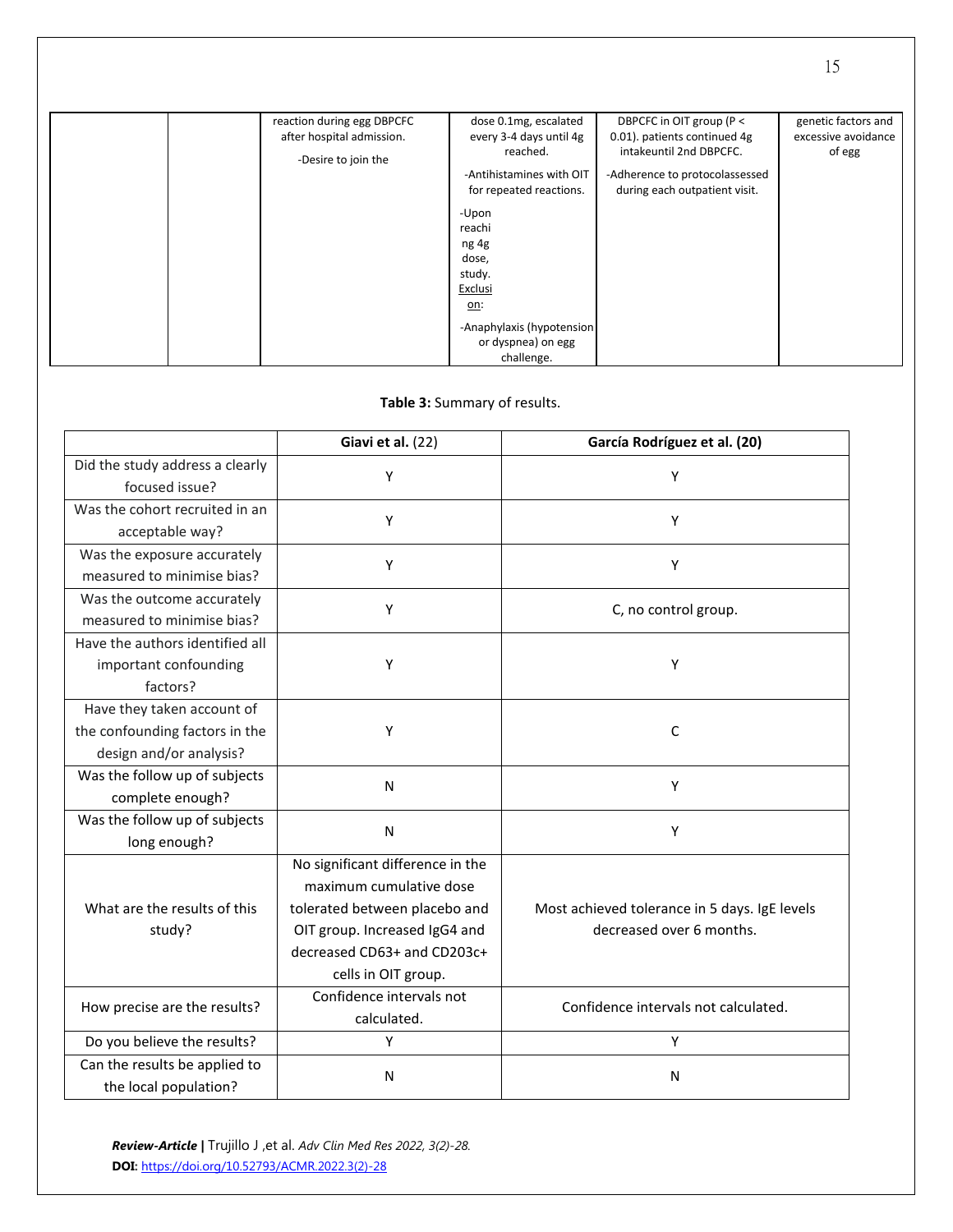| | | reaction during egg DBPCFC after hospital admission. -Desire to join the | dose 0.1mg, escalated every 3-4 days until 4g reached. -Antihistamines with OIT for repeated reactions. -Upon reaching 4g dose, study. Exclusion: -Anaphylaxis (hypotension or dyspnea) on egg challenge. | DBPCFC in OIT group ($P < 0.01$). patients continued 4g intakeuntil 2nd DBPCFC. -Adherence to protocolassessed during each outpatient visit. | genetic factors and excessive avoidance of egg |
|---|---|---|---|---|---|

**Table 3:** Summary of results.

| | **Giavi et al.** (22) | **García Rodríguez et al. (20)** |
|---|---|---|
| Did the study address a clearly focused issue? | Y | Y |
| Was the cohort recruited in an acceptable way? | Y | Y |
| Was the exposure accurately measured to minimise bias? | Y | Y |
| Was the outcome accurately measured to minimise bias? | Y | C, no control group. |
| Have the authors identified all important confounding factors? | Y | Y |
| Have they taken account of the confounding factors in the design and/or analysis? | Y | C |
| Was the follow up of subjects complete enough? | N | Y |
| Was the follow up of subjects long enough? | N | Y |
| What are the results of this study? | No significant difference in the maximum cumulative dose tolerated between placebo and OIT group. Increased IgG4 and decreased CD63+ and CD203c+ cells in OIT group. | Most achieved tolerance in 5 days. IgE levels decreased over 6 months. |
| How precise are the results? | Confidence intervals not calculated. | Confidence intervals not calculated. |
| Do you believe the results? | Y | Y |
| Can the results be applied to the local population? | N | N |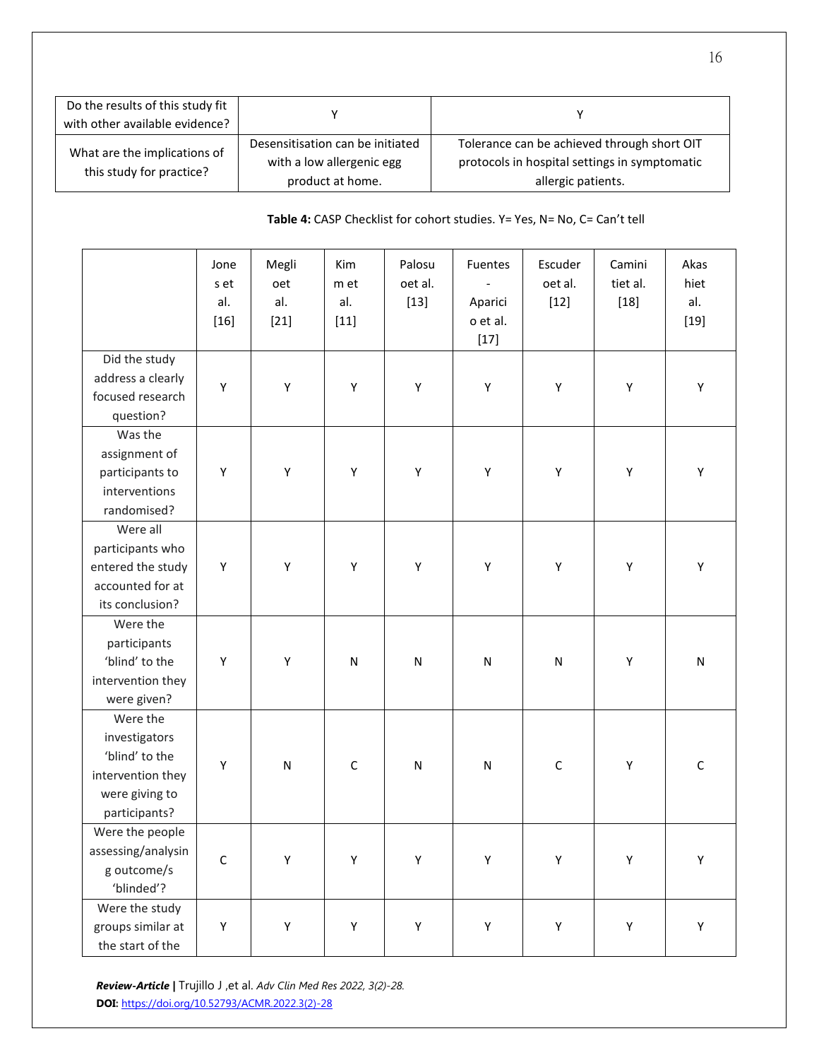| Do the results of this study fit with other available evidence? | Y | Y |
|---|---|---|
| What are the implications of this study for practice? | Desensitisation can be initiated with a low allergenic egg product at home. | Tolerance can be achieved through short OIT protocols in hospital settings in symptomatic allergic patients. |

**Table 4:** CASP Checklist for cohort studies. Y= Yes, N= No, C= Can't tell

| | Jones et al. [16] | Meglioet al. [21] | Kimm et al. [11] | Palosuoet al. [13] | Fuentes-Aparicio et al. [17] | Escuderoet al. [12] | Caminitiet al. [18] | Akashiet al. [19] |
|---|---|---|---|---|---|---|---|---|
| Did the study address a clearly focused research question? | Y | Y | Y | Y | Y | Y | Y | Y |
| Was the assignment of participants to interventions randomised? | Y | Y | Y | Y | Y | Y | Y | Y |
| Were all participants who entered the study accounted for at its conclusion? | Y | Y | Y | Y | Y | Y | Y | Y |
| Were the participants 'blind' to the intervention they were given? | Y | Y | N | N | N | N | Y | N |
| Were the investigators 'blind' to the intervention they were giving to participants? | Y | N | C | N | N | C | Y | C |
| Were the people assessing/analysing outcome/s 'blinded'? | C | Y | Y | Y | Y | Y | Y | Y |
| Were the study groups similar at the start of the | Y | Y | Y | Y | Y | Y | Y | Y |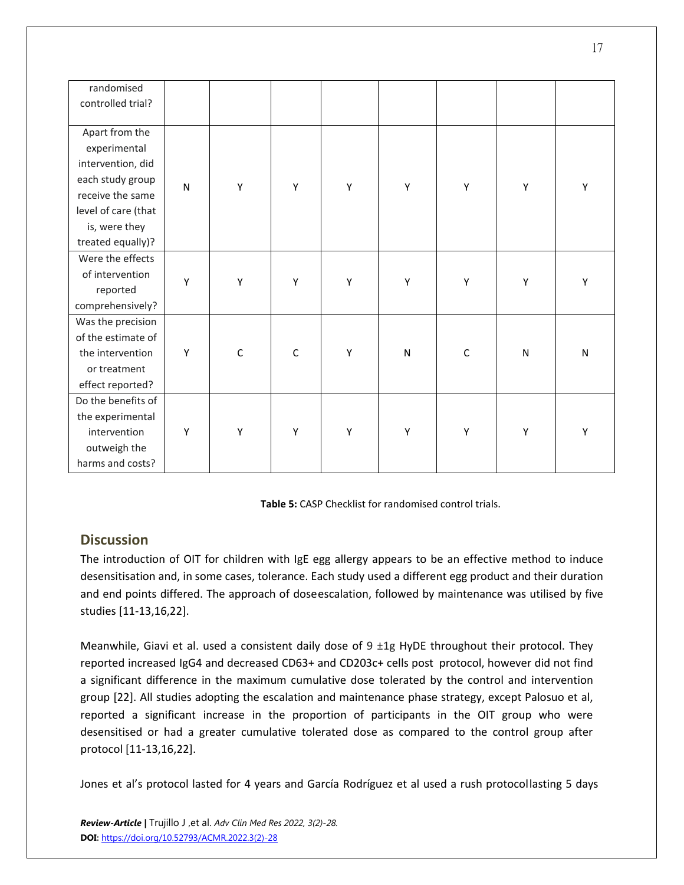| randomised controlled trial? | | | | | | | | |
|---|---|---|---|---|---|---|---|---|
| Apart from the experimental intervention, did each study group receive the same level of care (that is, were they treated equally)? | N | Y | Y | Y | Y | Y | Y | Y |
| Were the effects of intervention reported comprehensively? | Y | Y | Y | Y | Y | Y | Y | Y |
| Was the precision of the estimate of the intervention or treatment effect reported? | Y | C | C | Y | N | C | N | N |
| Do the benefits of the experimental intervention outweigh the harms and costs? | Y | Y | Y | Y | Y | Y | Y | Y |

**Table 5:** CASP Checklist for randomised control trials.

## Discussion

The introduction of OIT for children with IgE egg allergy appears to be an effective method to induce desensitisation and, in some cases, tolerance. Each study used a different egg product and their duration and end points differed. The approach of doseescalation, followed by maintenance was utilised by five studies [11-13,16,22].

Meanwhile, Giavi et al. used a consistent daily dose of 9 ±1g HyDE throughout their protocol. They reported increased IgG4 and decreased CD63+ and CD203c+ cells post protocol, however did not find a significant difference in the maximum cumulative dose tolerated by the control and intervention group [22]. All studies adopting the escalation and maintenance phase strategy, except Palosuo et al, reported a significant increase in the proportion of participants in the OIT group who were desensitised or had a greater cumulative tolerated dose as compared to the control group after protocol [11-13,16,22].

Jones et al's protocol lasted for 4 years and García Rodríguez et al used a rush protocollasting 5 days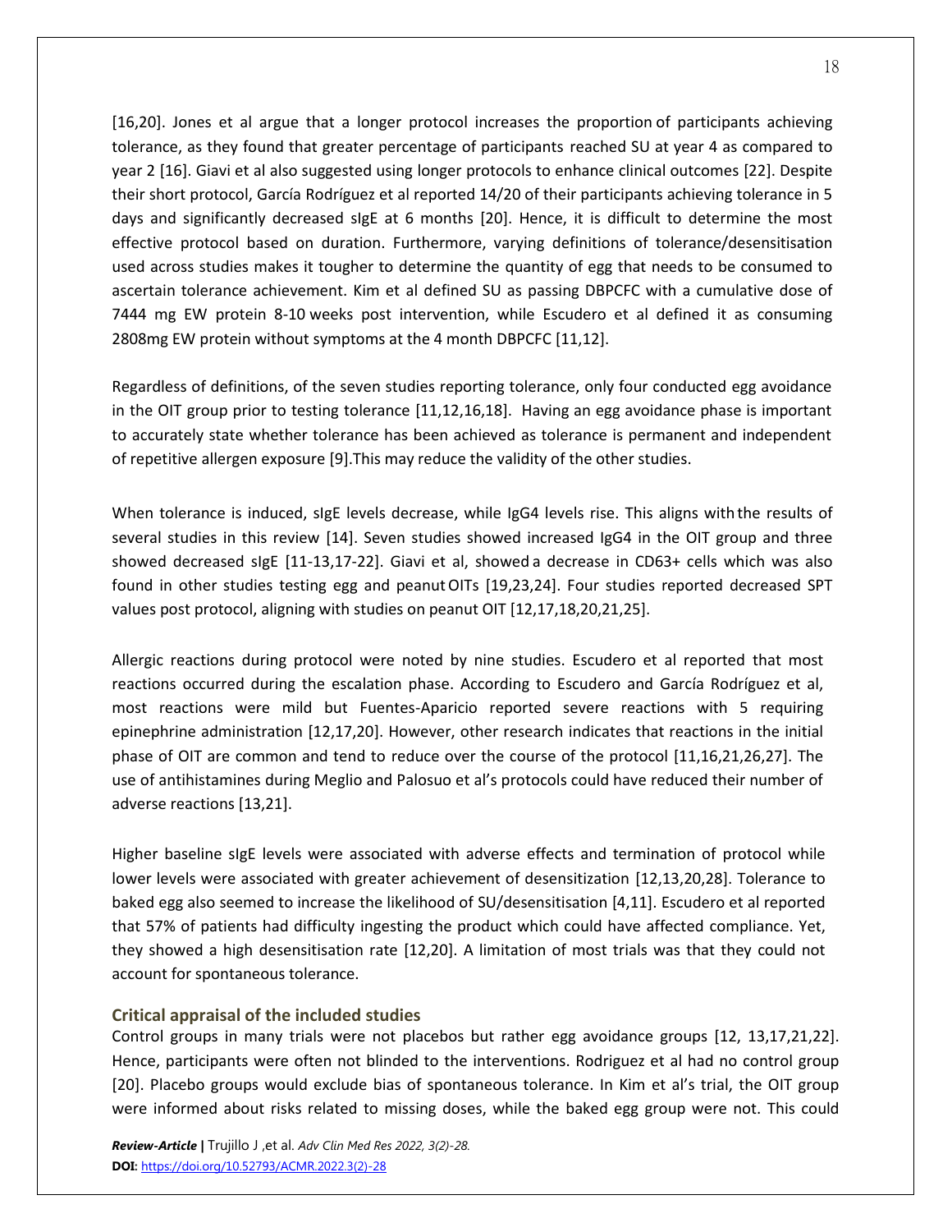[16,20]. Jones et al argue that a longer protocol increases the proportion of participants achieving tolerance, as they found that greater percentage of participants reached SU at year 4 as compared to year 2 [16]. Giavi et al also suggested using longer protocols to enhance clinical outcomes [22]. Despite their short protocol, García Rodríguez et al reported 14/20 of their participants achieving tolerance in 5 days and significantly decreased sIgE at 6 months [20]. Hence, it is difficult to determine the most effective protocol based on duration. Furthermore, varying definitions of tolerance/desensitisation used across studies makes it tougher to determine the quantity of egg that needs to be consumed to ascertain tolerance achievement. Kim et al defined SU as passing DBPCFC with a cumulative dose of 7444 mg EW protein 8-10 weeks post intervention, while Escudero et al defined it as consuming 2808mg EW protein without symptoms at the 4 month DBPCFC [11,12].

Regardless of definitions, of the seven studies reporting tolerance, only four conducted egg avoidance in the OIT group prior to testing tolerance [11,12,16,18]. Having an egg avoidance phase is important to accurately state whether tolerance has been achieved as tolerance is permanent and independent of repetitive allergen exposure [9].This may reduce the validity of the other studies.

When tolerance is induced, sIgE levels decrease, while IgG4 levels rise. This aligns with the results of several studies in this review [14]. Seven studies showed increased IgG4 in the OIT group and three showed decreased sIgE [11-13,17-22]. Giavi et al, showed a decrease in CD63+ cells which was also found in other studies testing egg and peanut OITs [19,23,24]. Four studies reported decreased SPT values post protocol, aligning with studies on peanut OIT [12,17,18,20,21,25].

Allergic reactions during protocol were noted by nine studies. Escudero et al reported that most reactions occurred during the escalation phase. According to Escudero and García Rodríguez et al, most reactions were mild but Fuentes-Aparicio reported severe reactions with 5 requiring epinephrine administration [12,17,20]. However, other research indicates that reactions in the initial phase of OIT are common and tend to reduce over the course of the protocol [11,16,21,26,27]. The use of antihistamines during Meglio and Palosuo et al's protocols could have reduced their number of adverse reactions [13,21].

Higher baseline sIgE levels were associated with adverse effects and termination of protocol while lower levels were associated with greater achievement of desensitization [12,13,20,28]. Tolerance to baked egg also seemed to increase the likelihood of SU/desensitisation [4,11]. Escudero et al reported that 57% of patients had difficulty ingesting the product which could have affected compliance. Yet, they showed a high desensitisation rate [12,20]. A limitation of most trials was that they could not account for spontaneous tolerance.

### Critical appraisal of the included studies

Control groups in many trials were not placebos but rather egg avoidance groups [12, 13,17,21,22]. Hence, participants were often not blinded to the interventions. Rodriguez et al had no control group [20]. Placebo groups would exclude bias of spontaneous tolerance. In Kim et al's trial, the OIT group were informed about risks related to missing doses, while the baked egg group were not. This could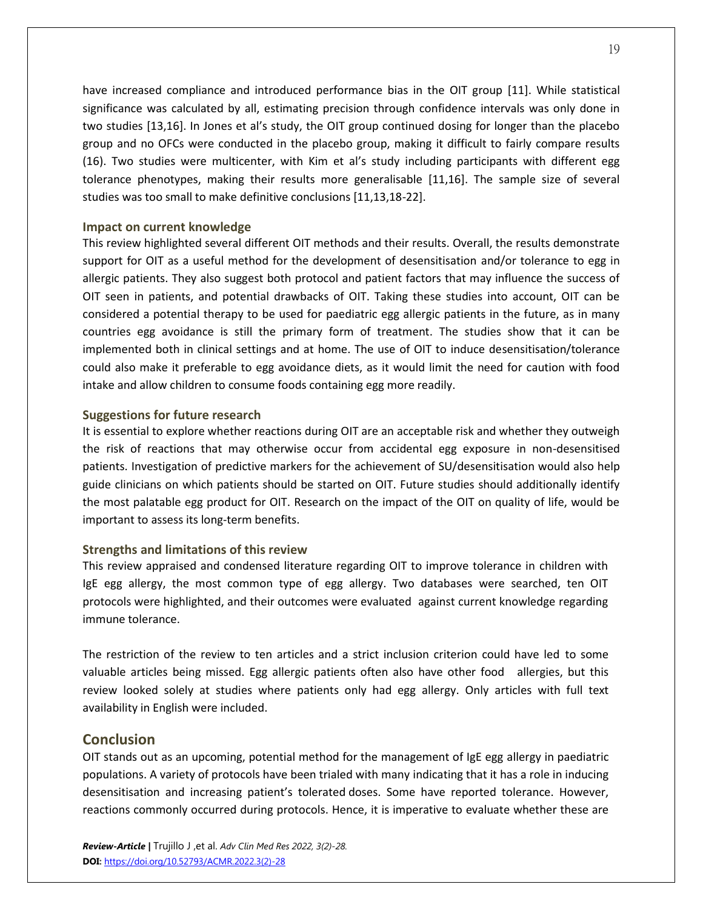have increased compliance and introduced performance bias in the OIT group [11]. While statistical significance was calculated by all, estimating precision through confidence intervals was only done in two studies [13,16]. In Jones et al's study, the OIT group continued dosing for longer than the placebo group and no OFCs were conducted in the placebo group, making it difficult to fairly compare results (16). Two studies were multicenter, with Kim et al's study including participants with different egg tolerance phenotypes, making their results more generalisable [11,16]. The sample size of several studies was too small to make definitive conclusions [11,13,18-22].

### Impact on current knowledge

This review highlighted several different OIT methods and their results. Overall, the results demonstrate support for OIT as a useful method for the development of desensitisation and/or tolerance to egg in allergic patients. They also suggest both protocol and patient factors that may influence the success of OIT seen in patients, and potential drawbacks of OIT. Taking these studies into account, OIT can be considered a potential therapy to be used for paediatric egg allergic patients in the future, as in many countries egg avoidance is still the primary form of treatment. The studies show that it can be implemented both in clinical settings and at home. The use of OIT to induce desensitisation/tolerance could also make it preferable to egg avoidance diets, as it would limit the need for caution with food intake and allow children to consume foods containing egg more readily.

### Suggestions for future research

It is essential to explore whether reactions during OIT are an acceptable risk and whether they outweigh the risk of reactions that may otherwise occur from accidental egg exposure in non-desensitised patients. Investigation of predictive markers for the achievement of SU/desensitisation would also help guide clinicians on which patients should be started on OIT. Future studies should additionally identify the most palatable egg product for OIT. Research on the impact of the OIT on quality of life, would be important to assess its long-term benefits.

### Strengths and limitations of this review

This review appraised and condensed literature regarding OIT to improve tolerance in children with IgE egg allergy, the most common type of egg allergy. Two databases were searched, ten OIT protocols were highlighted, and their outcomes were evaluated against current knowledge regarding immune tolerance.

The restriction of the review to ten articles and a strict inclusion criterion could have led to some valuable articles being missed. Egg allergic patients often also have other food allergies, but this review looked solely at studies where patients only had egg allergy. Only articles with full text availability in English were included.

## Conclusion

OIT stands out as an upcoming, potential method for the management of IgE egg allergy in paediatric populations. A variety of protocols have been trialed with many indicating that it has a role in inducing desensitisation and increasing patient's tolerated doses. Some have reported tolerance. However, reactions commonly occurred during protocols. Hence, it is imperative to evaluate whether these are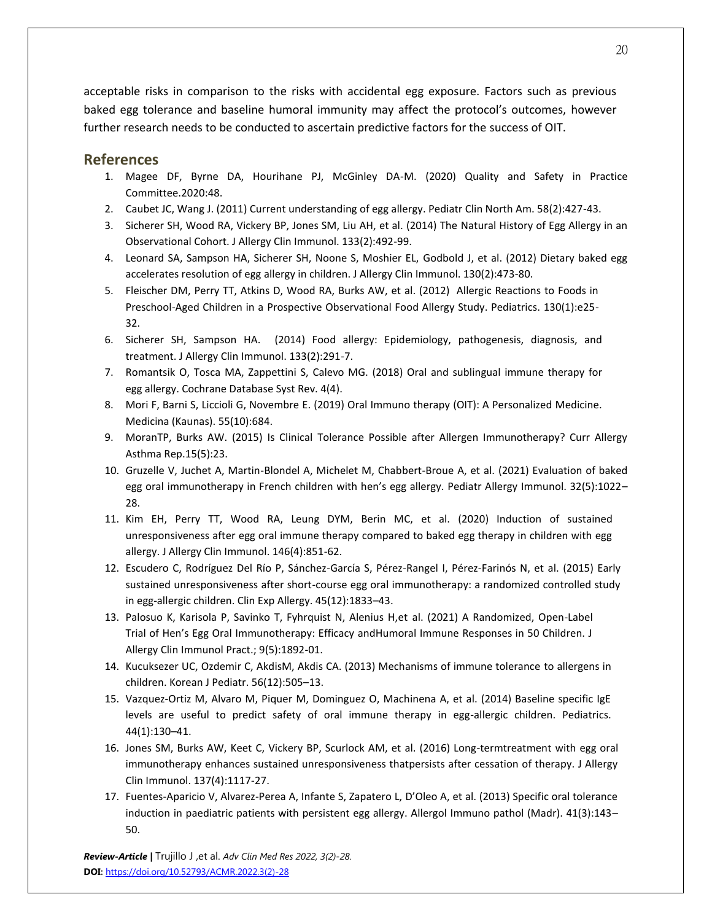acceptable risks in comparison to the risks with accidental egg exposure. Factors such as previous baked egg tolerance and baseline humoral immunity may affect the protocol's outcomes, however further research needs to be conducted to ascertain predictive factors for the success of OIT.

## References

1. Magee DF, Byrne DA, Hourihane PJ, McGinley DA-M. (2020) Quality and Safety in Practice Committee.2020:48.
2. Caubet JC, Wang J. (2011) Current understanding of egg allergy. Pediatr Clin North Am. 58(2):427-43.
3. Sicherer SH, Wood RA, Vickery BP, Jones SM, Liu AH, et al. (2014) The Natural History of Egg Allergy in an Observational Cohort. J Allergy Clin Immunol. 133(2):492-99.
4. Leonard SA, Sampson HA, Sicherer SH, Noone S, Moshier EL, Godbold J, et al. (2012) Dietary baked egg accelerates resolution of egg allergy in children. J Allergy Clin Immunol. 130(2):473-80.
5. Fleischer DM, Perry TT, Atkins D, Wood RA, Burks AW, et al. (2012) Allergic Reactions to Foods in Preschool-Aged Children in a Prospective Observational Food Allergy Study. Pediatrics. 130(1):e25-32.
6. Sicherer SH, Sampson HA. (2014) Food allergy: Epidemiology, pathogenesis, diagnosis, and treatment. J Allergy Clin Immunol. 133(2):291-7.
7. Romantsik O, Tosca MA, Zappettini S, Calevo MG. (2018) Oral and sublingual immune therapy for egg allergy. Cochrane Database Syst Rev. 4(4).
8. Mori F, Barni S, Liccioli G, Novembre E. (2019) Oral Immuno therapy (OIT): A Personalized Medicine. Medicina (Kaunas). 55(10):684.
9. MoranTP, Burks AW. (2015) Is Clinical Tolerance Possible after Allergen Immunotherapy? Curr Allergy Asthma Rep.15(5):23.
10. Gruzelle V, Juchet A, Martin-Blondel A, Michelet M, Chabbert-Broue A, et al. (2021) Evaluation of baked egg oral immunotherapy in French children with hen's egg allergy. Pediatr Allergy Immunol. 32(5):1022–28.
11. Kim EH, Perry TT, Wood RA, Leung DYM, Berin MC, et al. (2020) Induction of sustained unresponsiveness after egg oral immune therapy compared to baked egg therapy in children with egg allergy. J Allergy Clin Immunol. 146(4):851-62.
12. Escudero C, Rodríguez Del Río P, Sánchez-García S, Pérez-Rangel I, Pérez-Farinós N, et al. (2015) Early sustained unresponsiveness after short-course egg oral immunotherapy: a randomized controlled study in egg-allergic children. Clin Exp Allergy. 45(12):1833–43.
13. Palosuo K, Karisola P, Savinko T, Fyhrquist N, Alenius H,et al. (2021) A Randomized, Open-Label Trial of Hen's Egg Oral Immunotherapy: Efficacy andHumoral Immune Responses in 50 Children. J Allergy Clin Immunol Pract.; 9(5):1892-01.
14. Kucuksezer UC, Ozdemir C, AkdisM, Akdis CA. (2013) Mechanisms of immune tolerance to allergens in children. Korean J Pediatr. 56(12):505–13.
15. Vazquez-Ortiz M, Alvaro M, Piquer M, Dominguez O, Machinena A, et al. (2014) Baseline specific IgE levels are useful to predict safety of oral immune therapy in egg-allergic children. Pediatrics. 44(1):130–41.
16. Jones SM, Burks AW, Keet C, Vickery BP, Scurlock AM, et al. (2016) Long-termtreatment with egg oral immunotherapy enhances sustained unresponsiveness thatpersists after cessation of therapy. J Allergy Clin Immunol. 137(4):1117-27.
17. Fuentes-Aparicio V, Alvarez-Perea A, Infante S, Zapatero L, D'Oleo A, et al. (2013) Specific oral tolerance induction in paediatric patients with persistent egg allergy. Allergol Immuno pathol (Madr). 41(3):143–50.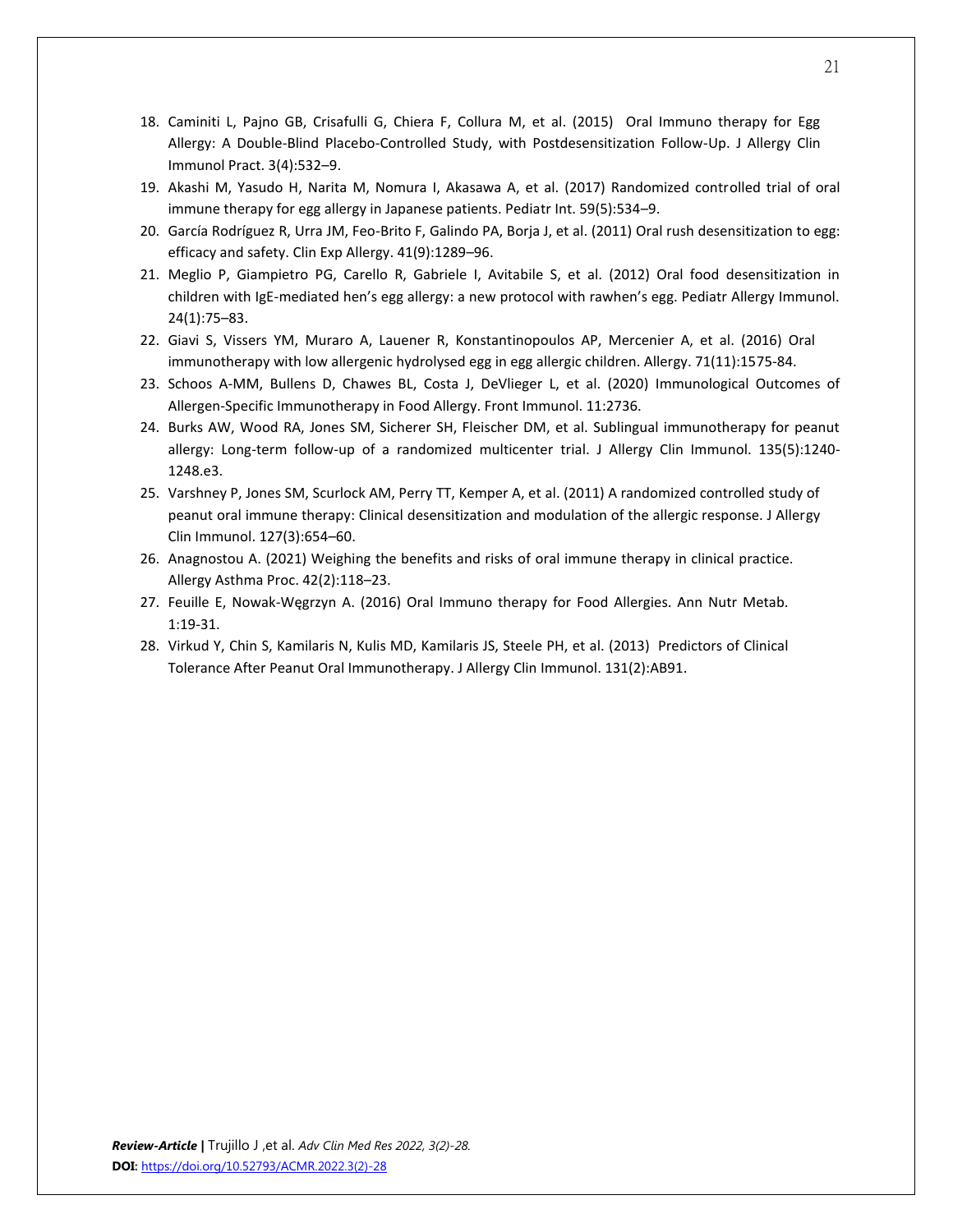18. Caminiti L, Pajno GB, Crisafulli G, Chiera F, Collura M, et al. (2015) Oral Immuno therapy for Egg Allergy: A Double-Blind Placebo-Controlled Study, with Postdesensitization Follow-Up. J Allergy Clin Immunol Pract. 3(4):532–9.
19. Akashi M, Yasudo H, Narita M, Nomura I, Akasawa A, et al. (2017) Randomized controlled trial of oral immune therapy for egg allergy in Japanese patients. Pediatr Int. 59(5):534–9.
20. García Rodríguez R, Urra JM, Feo-Brito F, Galindo PA, Borja J, et al. (2011) Oral rush desensitization to egg: efficacy and safety. Clin Exp Allergy. 41(9):1289–96.
21. Meglio P, Giampietro PG, Carello R, Gabriele I, Avitabile S, et al. (2012) Oral food desensitization in children with IgE-mediated hen's egg allergy: a new protocol with rawhen's egg. Pediatr Allergy Immunol. 24(1):75–83.
22. Giavi S, Vissers YM, Muraro A, Lauener R, Konstantinopoulos AP, Mercenier A, et al. (2016) Oral immunotherapy with low allergenic hydrolysed egg in egg allergic children. Allergy. 71(11):1575-84.
23. Schoos A-MM, Bullens D, Chawes BL, Costa J, DeVlieger L, et al. (2020) Immunological Outcomes of Allergen-Specific Immunotherapy in Food Allergy. Front Immunol. 11:2736.
24. Burks AW, Wood RA, Jones SM, Sicherer SH, Fleischer DM, et al. Sublingual immunotherapy for peanut allergy: Long-term follow-up of a randomized multicenter trial. J Allergy Clin Immunol. 135(5):1240-1248.e3.
25. Varshney P, Jones SM, Scurlock AM, Perry TT, Kemper A, et al. (2011) A randomized controlled study of peanut oral immune therapy: Clinical desensitization and modulation of the allergic response. J Allergy Clin Immunol. 127(3):654–60.
26. Anagnostou A. (2021) Weighing the benefits and risks of oral immune therapy in clinical practice. Allergy Asthma Proc. 42(2):118–23.
27. Feuille E, Nowak-Węgrzyn A. (2016) Oral Immuno therapy for Food Allergies. Ann Nutr Metab. 1:19-31.
28. Virkud Y, Chin S, Kamilaris N, Kulis MD, Kamilaris JS, Steele PH, et al. (2013) Predictors of Clinical Tolerance After Peanut Oral Immunotherapy. J Allergy Clin Immunol. 131(2):AB91.